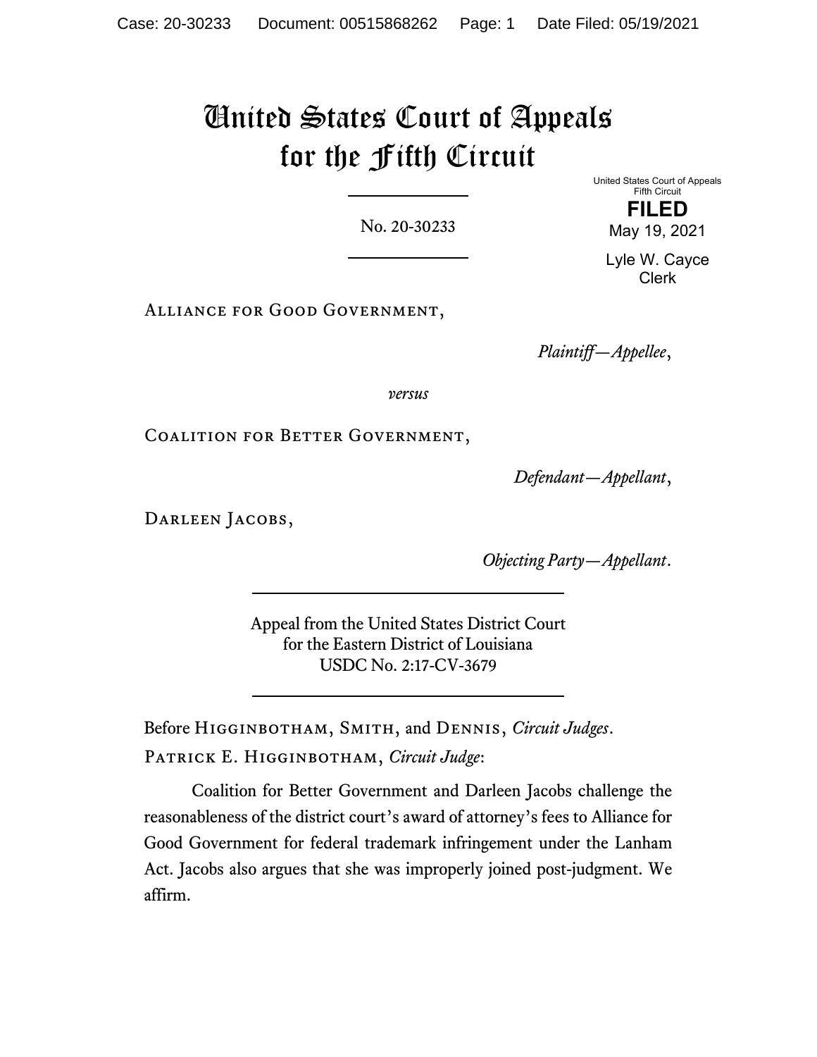# United States Court of Appeals for the Fifth Circuit

United States Court of Appeals
Fifth Circuit

**FILED**

May 19, 2021

Lyle W. Cayce
Clerk

No. 20-30233

Alliance for Good Government,

*Plaintiff—Appellee*,

*versus*

Coalition for Better Government,

*Defendant—Appellant*,

Darleen Jacobs,

*Objecting Party—Appellant*.

Appeal from the United States District Court
for the Eastern District of Louisiana
USDC No. 2:17-CV-3679

Before Higginbotham, Smith, and Dennis, *Circuit Judges*.

Patrick E. Higginbotham, *Circuit Judge*:

Coalition for Better Government and Darleen Jacobs challenge the reasonableness of the district court's award of attorney's fees to Alliance for Good Government for federal trademark infringement under the Lanham Act. Jacobs also argues that she was improperly joined post-judgment. We affirm.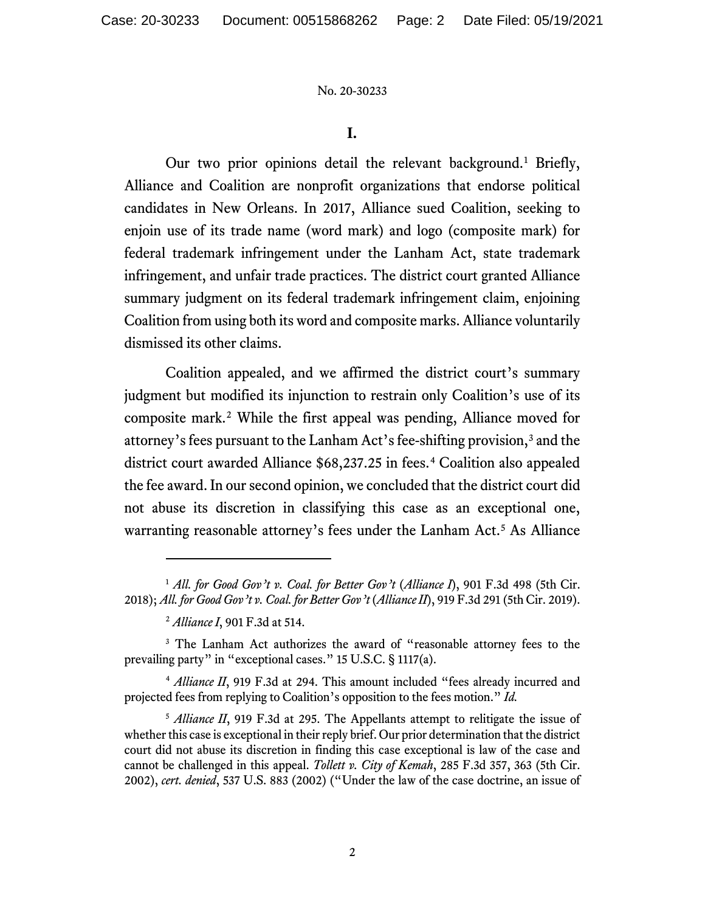No. 20-30233

# I.

Our two prior opinions detail the relevant background.[1] Briefly, Alliance and Coalition are nonprofit organizations that endorse political candidates in New Orleans. In 2017, Alliance sued Coalition, seeking to enjoin use of its trade name (word mark) and logo (composite mark) for federal trademark infringement under the Lanham Act, state trademark infringement, and unfair trade practices. The district court granted Alliance summary judgment on its federal trademark infringement claim, enjoining Coalition from using both its word and composite marks. Alliance voluntarily dismissed its other claims.

Coalition appealed, and we affirmed the district court's summary judgment but modified its injunction to restrain only Coalition's use of its composite mark.[2] While the first appeal was pending, Alliance moved for attorney's fees pursuant to the Lanham Act's fee-shifting provision,[3] and the district court awarded Alliance $68,237.25 in fees.[4] Coalition also appealed the fee award. In our second opinion, we concluded that the district court did not abuse its discretion in classifying this case as an exceptional one, warranting reasonable attorney's fees under the Lanham Act.[5] As Alliance

---

[1] *All. for Good Gov't v. Coal. for Better Gov't* (*Alliance I*), 901 F.3d 498 (5th Cir. 2018); *All. for Good Gov't v. Coal. for Better Gov't* (*Alliance II*), 919 F.3d 291 (5th Cir. 2019).

[2] *Alliance I*, 901 F.3d at 514.

[3] The Lanham Act authorizes the award of "reasonable attorney fees to the prevailing party" in "exceptional cases." 15 U.S.C. § 1117(a).

[4] *Alliance II*, 919 F.3d at 294. This amount included "fees already incurred and projected fees from replying to Coalition's opposition to the fees motion." *Id.*

[5] *Alliance II*, 919 F.3d at 295. The Appellants attempt to relitigate the issue of whether this case is exceptional in their reply brief. Our prior determination that the district court did not abuse its discretion in finding this case exceptional is law of the case and cannot be challenged in this appeal. *Tollett v. City of Kemah*, 285 F.3d 357, 363 (5th Cir. 2002), *cert. denied*, 537 U.S. 883 (2002) ("Under the law of the case doctrine, an issue of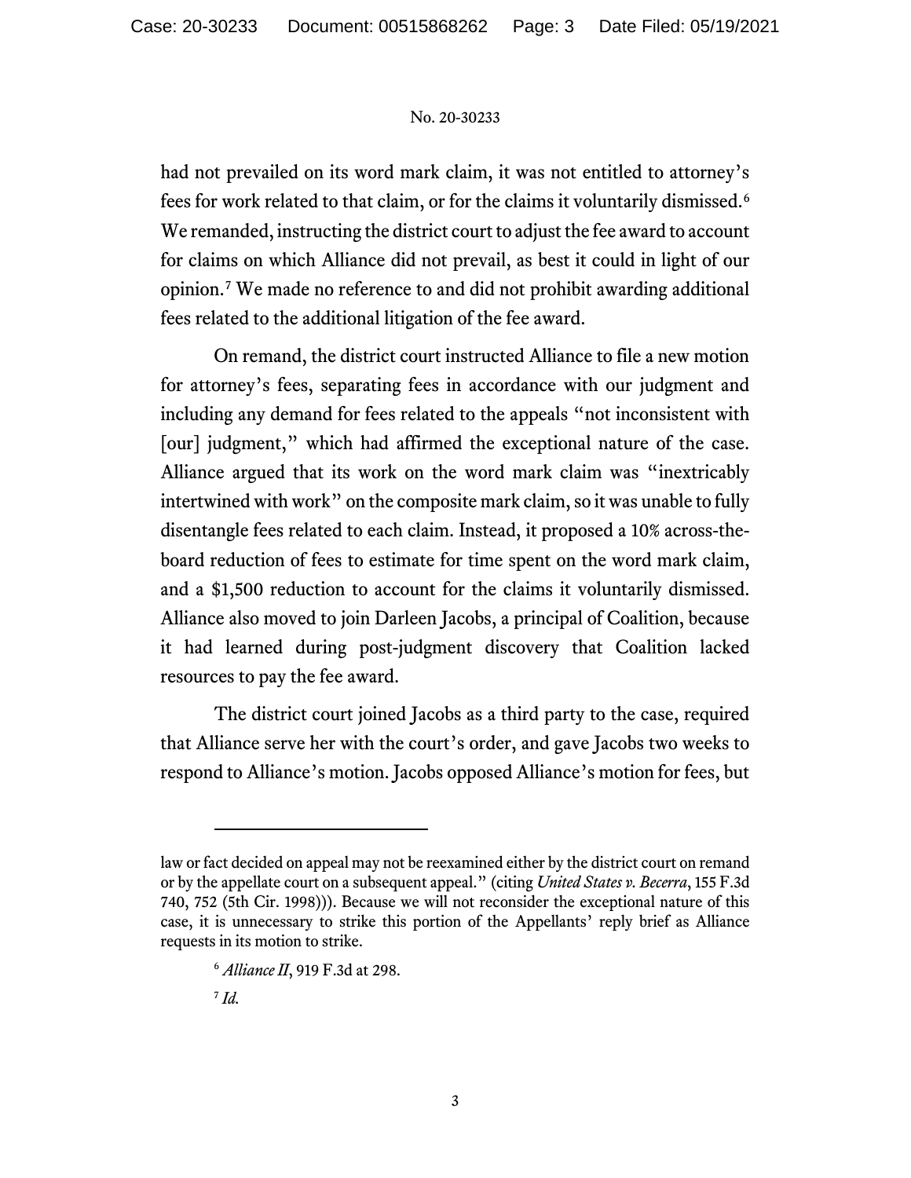had not prevailed on its word mark claim, it was not entitled to attorney's fees for work related to that claim, or for the claims it voluntarily dismissed.[6] We remanded, instructing the district court to adjust the fee award to account for claims on which Alliance did not prevail, as best it could in light of our opinion.[7] We made no reference to and did not prohibit awarding additional fees related to the additional litigation of the fee award.

On remand, the district court instructed Alliance to file a new motion for attorney's fees, separating fees in accordance with our judgment and including any demand for fees related to the appeals "not inconsistent with [our] judgment," which had affirmed the exceptional nature of the case. Alliance argued that its work on the word mark claim was "inextricably intertwined with work" on the composite mark claim, so it was unable to fully disentangle fees related to each claim. Instead, it proposed a 10% across-the-board reduction of fees to estimate for time spent on the word mark claim, and a $1,500 reduction to account for the claims it voluntarily dismissed. Alliance also moved to join Darleen Jacobs, a principal of Coalition, because it had learned during post-judgment discovery that Coalition lacked resources to pay the fee award.

The district court joined Jacobs as a third party to the case, required that Alliance serve her with the court's order, and gave Jacobs two weeks to respond to Alliance's motion. Jacobs opposed Alliance's motion for fees, but

---

law or fact decided on appeal may not be reexamined either by the district court on remand or by the appellate court on a subsequent appeal." (citing *United States v. Becerra*, 155 F.3d 740, 752 (5th Cir. 1998))). Because we will not reconsider the exceptional nature of this case, it is unnecessary to strike this portion of the Appellants' reply brief as Alliance requests in its motion to strike.

[6] *Alliance II*, 919 F.3d at 298.

[7] *Id.*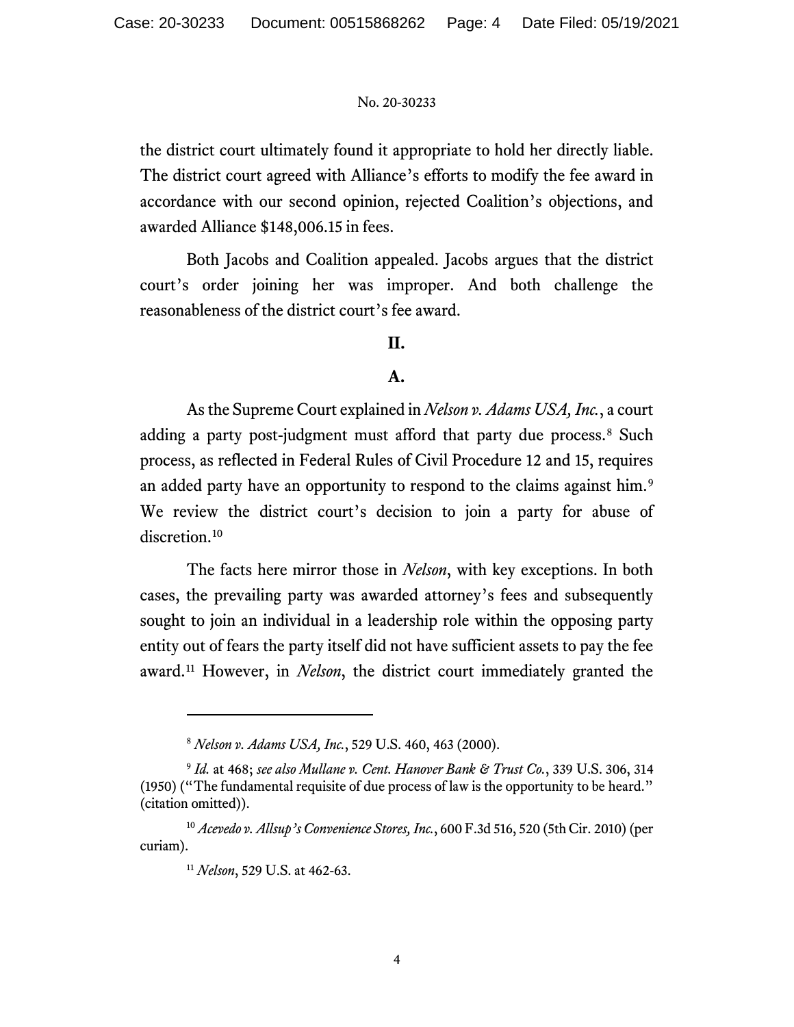the district court ultimately found it appropriate to hold her directly liable. The district court agreed with Alliance's efforts to modify the fee award in accordance with our second opinion, rejected Coalition's objections, and awarded Alliance $148,006.15 in fees.

Both Jacobs and Coalition appealed. Jacobs argues that the district court's order joining her was improper. And both challenge the reasonableness of the district court's fee award.

## II.

### A.

As the Supreme Court explained in *Nelson v. Adams USA, Inc.*, a court adding a party post-judgment must afford that party due process.[8] Such process, as reflected in Federal Rules of Civil Procedure 12 and 15, requires an added party have an opportunity to respond to the claims against him.[9] We review the district court's decision to join a party for abuse of discretion.[10]

The facts here mirror those in *Nelson*, with key exceptions. In both cases, the prevailing party was awarded attorney's fees and subsequently sought to join an individual in a leadership role within the opposing party entity out of fears the party itself did not have sufficient assets to pay the fee award.[11] However, in *Nelson*, the district court immediately granted the

---

[8] *Nelson v. Adams USA, Inc.*, 529 U.S. 460, 463 (2000).

[9] *Id.* at 468; *see also Mullane v. Cent. Hanover Bank & Trust Co.*, 339 U.S. 306, 314 (1950) ("The fundamental requisite of due process of law is the opportunity to be heard." (citation omitted)).

[10] *Acevedo v. Allsup's Convenience Stores, Inc.*, 600 F.3d 516, 520 (5th Cir. 2010) (per curiam).

[11] *Nelson*, 529 U.S. at 462-63.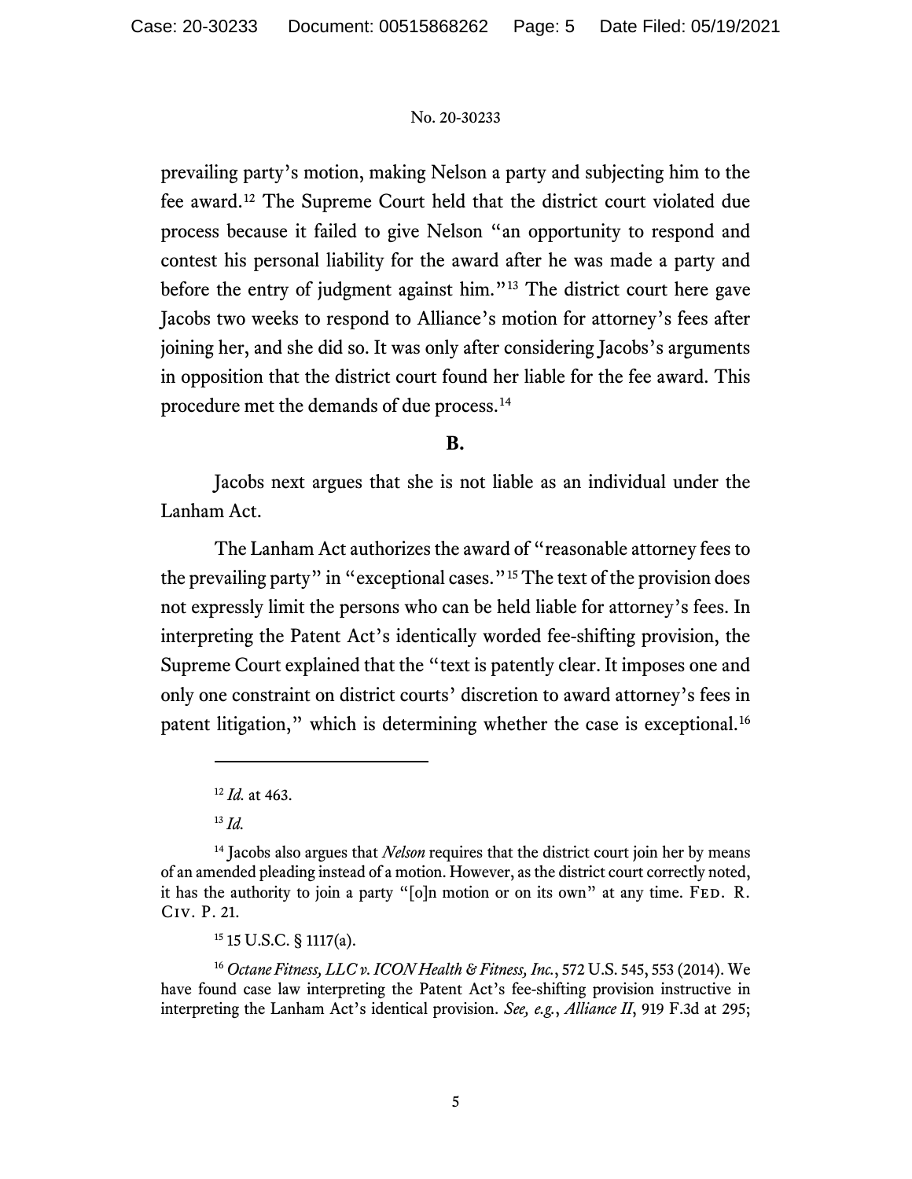prevailing party's motion, making Nelson a party and subjecting him to the fee award.[12] The Supreme Court held that the district court violated due process because it failed to give Nelson "an opportunity to respond and contest his personal liability for the award after he was made a party and before the entry of judgment against him."[13] The district court here gave Jacobs two weeks to respond to Alliance's motion for attorney's fees after joining her, and she did so. It was only after considering Jacobs's arguments in opposition that the district court found her liable for the fee award. This procedure met the demands of due process.[14]

### B.

Jacobs next argues that she is not liable as an individual under the Lanham Act.

The Lanham Act authorizes the award of "reasonable attorney fees to the prevailing party" in "exceptional cases."[15] The text of the provision does not expressly limit the persons who can be held liable for attorney's fees. In interpreting the Patent Act's identically worded fee-shifting provision, the Supreme Court explained that the "text is patently clear. It imposes one and only one constraint on district courts' discretion to award attorney's fees in patent litigation," which is determining whether the case is exceptional.[16]

---

[12] *Id.* at 463.

[13] *Id.*

[14] Jacobs also argues that *Nelson* requires that the district court join her by means of an amended pleading instead of a motion. However, as the district court correctly noted, it has the authority to join a party "[o]n motion or on its own" at any time. FED. R. CIV. P. 21.

[15] 15 U.S.C. § 1117(a).

[16] *Octane Fitness, LLC v. ICON Health & Fitness, Inc.*, 572 U.S. 545, 553 (2014). We have found case law interpreting the Patent Act's fee-shifting provision instructive in interpreting the Lanham Act's identical provision. *See, e.g.*, *Alliance II*, 919 F.3d at 295;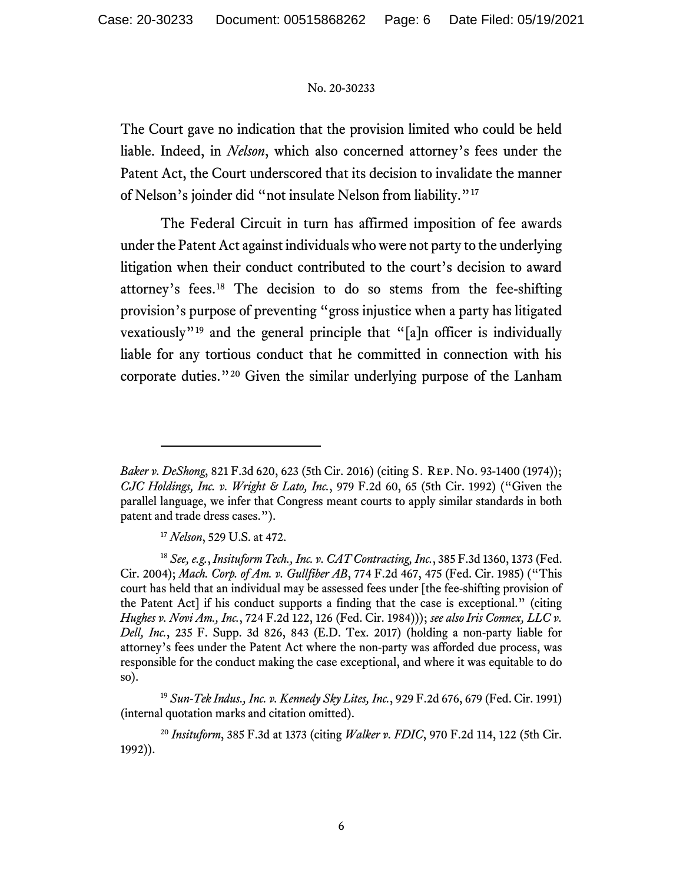The Court gave no indication that the provision limited who could be held liable. Indeed, in *Nelson*, which also concerned attorney's fees under the Patent Act, the Court underscored that its decision to invalidate the manner of Nelson's joinder did "not insulate Nelson from liability."[17]

The Federal Circuit in turn has affirmed imposition of fee awards under the Patent Act against individuals who were not party to the underlying litigation when their conduct contributed to the court's decision to award attorney's fees.[18] The decision to do so stems from the fee-shifting provision's purpose of preventing "gross injustice when a party has litigated vexatiously"[19] and the general principle that "[a]n officer is individually liable for any tortious conduct that he committed in connection with his corporate duties."[20] Given the similar underlying purpose of the Lanham

---

*Baker v. DeShong*, 821 F.3d 620, 623 (5th Cir. 2016) (citing S. Rep. No. 93-1400 (1974)); *CJC Holdings, Inc. v. Wright & Lato, Inc.*, 979 F.2d 60, 65 (5th Cir. 1992) ("Given the parallel language, we infer that Congress meant courts to apply similar standards in both patent and trade dress cases.").

[17] *Nelson*, 529 U.S. at 472.

[18] *See, e.g.*, *Insituform Tech., Inc. v. CAT Contracting, Inc.*, 385 F.3d 1360, 1373 (Fed. Cir. 2004); *Mach. Corp. of Am. v. Gullfiber AB*, 774 F.2d 467, 475 (Fed. Cir. 1985) ("This court has held that an individual may be assessed fees under [the fee-shifting provision of the Patent Act] if his conduct supports a finding that the case is exceptional." (citing *Hughes v. Novi Am., Inc.*, 724 F.2d 122, 126 (Fed. Cir. 1984))); *see also Iris Connex, LLC v. Dell, Inc.*, 235 F. Supp. 3d 826, 843 (E.D. Tex. 2017) (holding a non-party liable for attorney's fees under the Patent Act where the non-party was afforded due process, was responsible for the conduct making the case exceptional, and where it was equitable to do so).

[19] *Sun-Tek Indus., Inc. v. Kennedy Sky Lites, Inc.*, 929 F.2d 676, 679 (Fed. Cir. 1991) (internal quotation marks and citation omitted).

[20] *Insituform*, 385 F.3d at 1373 (citing *Walker v. FDIC*, 970 F.2d 114, 122 (5th Cir. 1992)).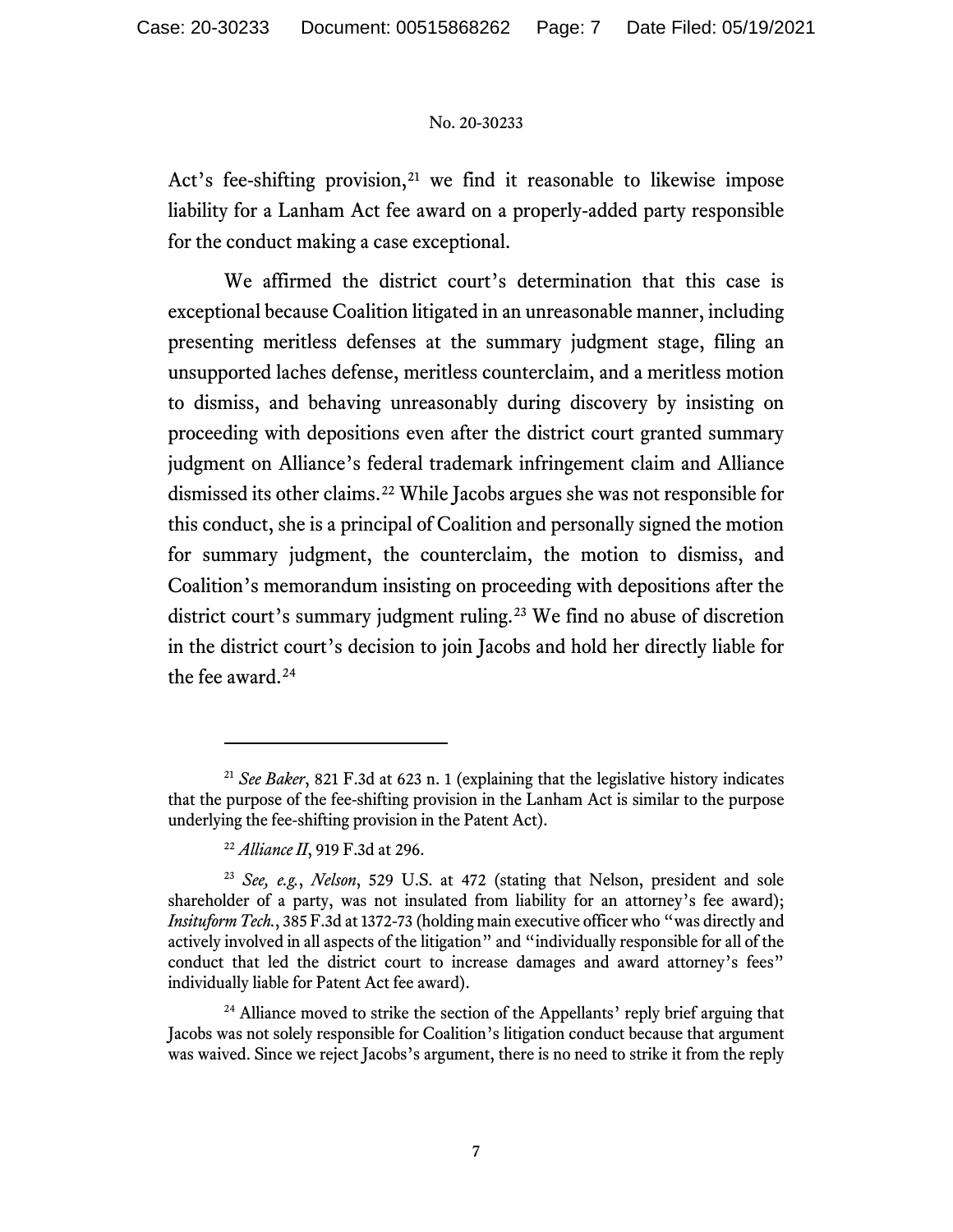Act's fee-shifting provision,[21] we find it reasonable to likewise impose liability for a Lanham Act fee award on a properly-added party responsible for the conduct making a case exceptional.

We affirmed the district court's determination that this case is exceptional because Coalition litigated in an unreasonable manner, including presenting meritless defenses at the summary judgment stage, filing an unsupported laches defense, meritless counterclaim, and a meritless motion to dismiss, and behaving unreasonably during discovery by insisting on proceeding with depositions even after the district court granted summary judgment on Alliance's federal trademark infringement claim and Alliance dismissed its other claims.[22] While Jacobs argues she was not responsible for this conduct, she is a principal of Coalition and personally signed the motion for summary judgment, the counterclaim, the motion to dismiss, and Coalition's memorandum insisting on proceeding with depositions after the district court's summary judgment ruling.[23] We find no abuse of discretion in the district court's decision to join Jacobs and hold her directly liable for the fee award.[24]

---

[21] *See Baker*, 821 F.3d at 623 n. 1 (explaining that the legislative history indicates that the purpose of the fee-shifting provision in the Lanham Act is similar to the purpose underlying the fee-shifting provision in the Patent Act).

[22] *Alliance II*, 919 F.3d at 296.

[23] *See, e.g.*, *Nelson*, 529 U.S. at 472 (stating that Nelson, president and sole shareholder of a party, was not insulated from liability for an attorney's fee award); *Insituform Tech.*, 385 F.3d at 1372-73 (holding main executive officer who "was directly and actively involved in all aspects of the litigation" and "individually responsible for all of the conduct that led the district court to increase damages and award attorney's fees" individually liable for Patent Act fee award).

[24] Alliance moved to strike the section of the Appellants' reply brief arguing that Jacobs was not solely responsible for Coalition's litigation conduct because that argument was waived. Since we reject Jacobs's argument, there is no need to strike it from the reply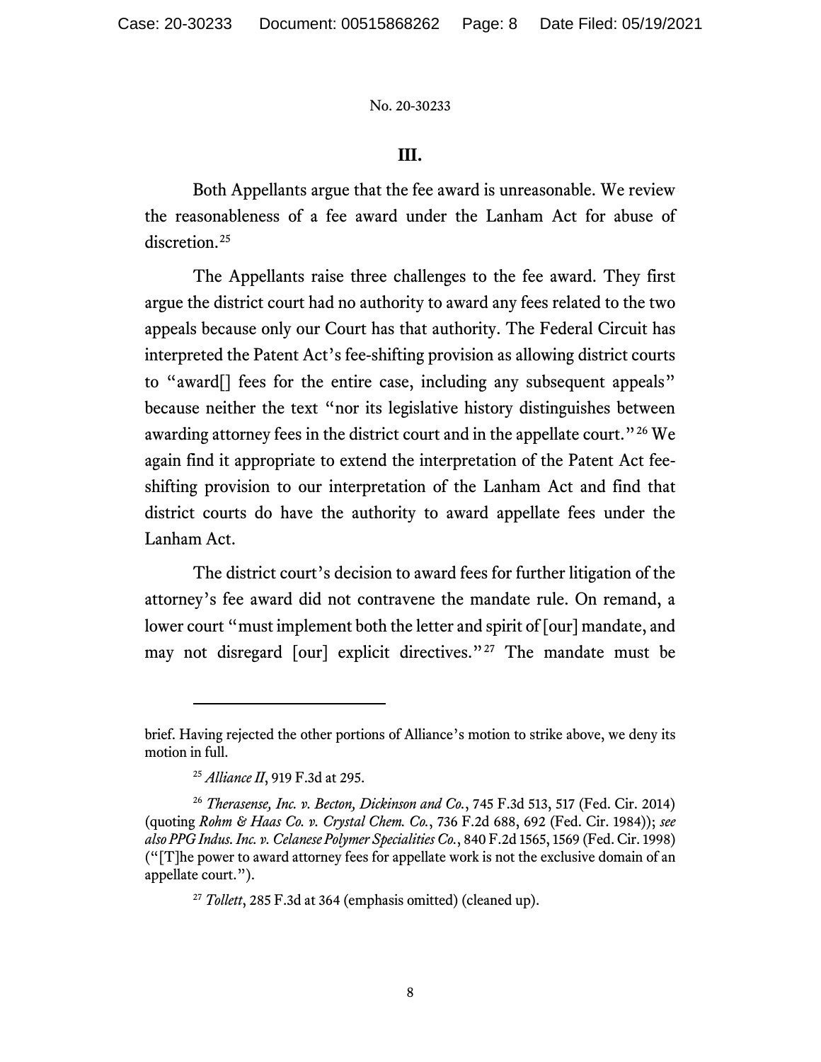### III.

Both Appellants argue that the fee award is unreasonable. We review the reasonableness of a fee award under the Lanham Act for abuse of discretion.[25]

The Appellants raise three challenges to the fee award. They first argue the district court had no authority to award any fees related to the two appeals because only our Court has that authority. The Federal Circuit has interpreted the Patent Act's fee-shifting provision as allowing district courts to "award[] fees for the entire case, including any subsequent appeals" because neither the text "nor its legislative history distinguishes between awarding attorney fees in the district court and in the appellate court."[26] We again find it appropriate to extend the interpretation of the Patent Act fee-shifting provision to our interpretation of the Lanham Act and find that district courts do have the authority to award appellate fees under the Lanham Act.

The district court's decision to award fees for further litigation of the attorney's fee award did not contravene the mandate rule. On remand, a lower court "must implement both the letter and spirit of [our] mandate, and may not disregard [our] explicit directives."[27] The mandate must be

---

brief. Having rejected the other portions of Alliance's motion to strike above, we deny its motion in full.

[25] *Alliance II*, 919 F.3d at 295.

[26] *Therasense, Inc. v. Becton, Dickinson and Co.*, 745 F.3d 513, 517 (Fed. Cir. 2014) (quoting *Rohm & Haas Co. v. Crystal Chem. Co.*, 736 F.2d 688, 692 (Fed. Cir. 1984)); *see also PPG Indus. Inc. v. Celanese Polymer Specialities Co.*, 840 F.2d 1565, 1569 (Fed. Cir. 1998) ("[T]he power to award attorney fees for appellate work is not the exclusive domain of an appellate court.").

[27] *Tollett*, 285 F.3d at 364 (emphasis omitted) (cleaned up).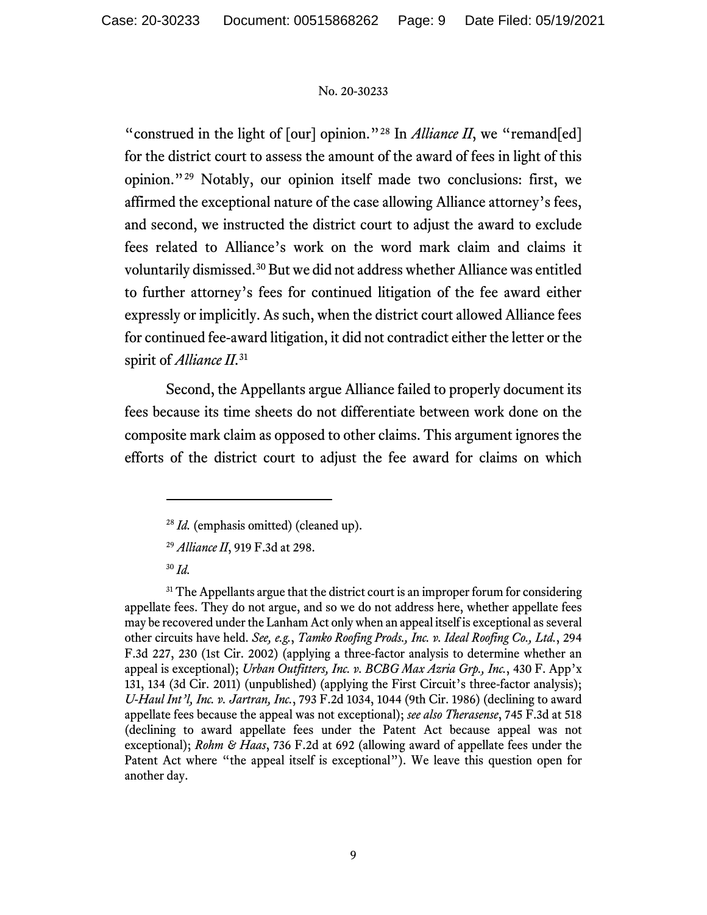"construed in the light of [our] opinion."[28] In *Alliance II*, we "remand[ed] for the district court to assess the amount of the award of fees in light of this opinion."[29] Notably, our opinion itself made two conclusions: first, we affirmed the exceptional nature of the case allowing Alliance attorney's fees, and second, we instructed the district court to adjust the award to exclude fees related to Alliance's work on the word mark claim and claims it voluntarily dismissed.[30] But we did not address whether Alliance was entitled to further attorney's fees for continued litigation of the fee award either expressly or implicitly. As such, when the district court allowed Alliance fees for continued fee-award litigation, it did not contradict either the letter or the spirit of *Alliance II*.[31]

Second, the Appellants argue Alliance failed to properly document its fees because its time sheets do not differentiate between work done on the composite mark claim as opposed to other claims. This argument ignores the efforts of the district court to adjust the fee award for claims on which

---

[28] *Id.* (emphasis omitted) (cleaned up).

[29] *Alliance II*, 919 F.3d at 298.

[30] *Id.*

[31] The Appellants argue that the district court is an improper forum for considering appellate fees. They do not argue, and so we do not address here, whether appellate fees may be recovered under the Lanham Act only when an appeal itself is exceptional as several other circuits have held. *See, e.g.*, *Tamko Roofing Prods., Inc. v. Ideal Roofing Co., Ltd.*, 294 F.3d 227, 230 (1st Cir. 2002) (applying a three-factor analysis to determine whether an appeal is exceptional); *Urban Outfitters, Inc. v. BCBG Max Azria Grp., Inc.*, 430 F. App'x 131, 134 (3d Cir. 2011) (unpublished) (applying the First Circuit's three-factor analysis); *U-Haul Int'l, Inc. v. Jartran, Inc.*, 793 F.2d 1034, 1044 (9th Cir. 1986) (declining to award appellate fees because the appeal was not exceptional); *see also Therasense*, 745 F.3d at 518 (declining to award appellate fees under the Patent Act because appeal was not exceptional); *Rohm & Haas*, 736 F.2d at 692 (allowing award of appellate fees under the Patent Act where "the appeal itself is exceptional"). We leave this question open for another day.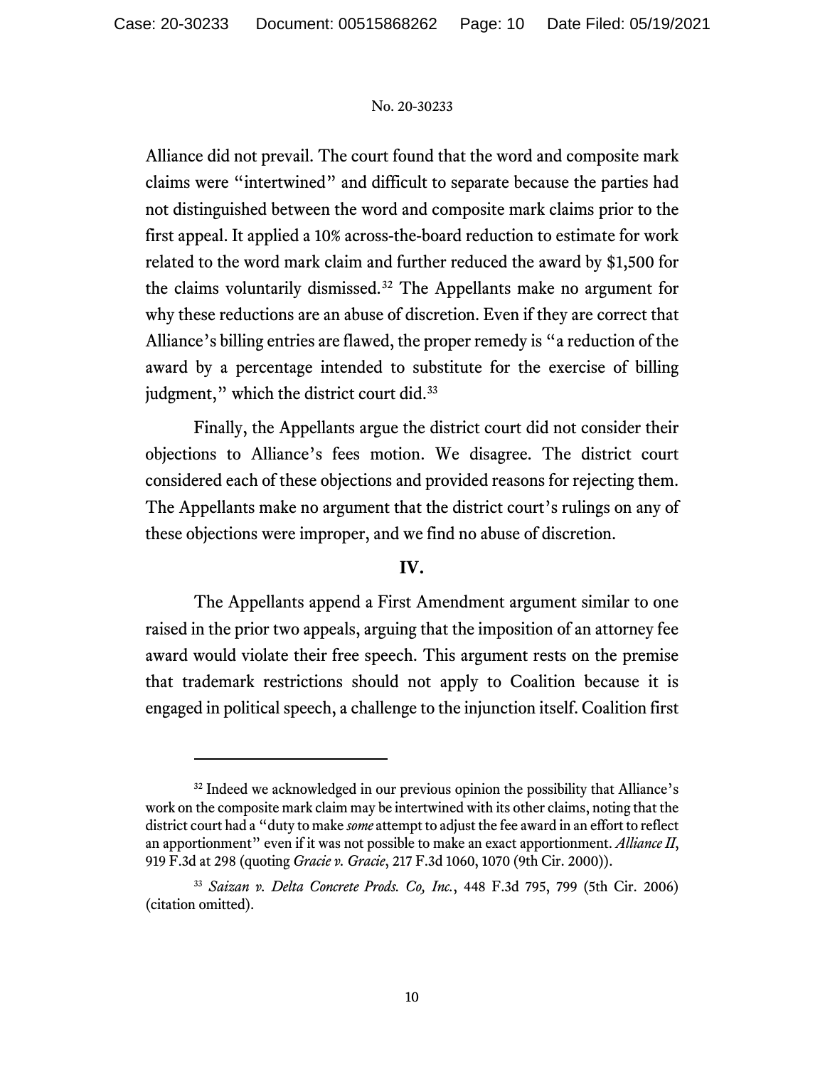Alliance did not prevail. The court found that the word and composite mark claims were "intertwined" and difficult to separate because the parties had not distinguished between the word and composite mark claims prior to the first appeal. It applied a 10% across-the-board reduction to estimate for work related to the word mark claim and further reduced the award by $1,500 for the claims voluntarily dismissed.[32] The Appellants make no argument for why these reductions are an abuse of discretion. Even if they are correct that Alliance's billing entries are flawed, the proper remedy is "a reduction of the award by a percentage intended to substitute for the exercise of billing judgment," which the district court did.[33]

Finally, the Appellants argue the district court did not consider their objections to Alliance's fees motion. We disagree. The district court considered each of these objections and provided reasons for rejecting them. The Appellants make no argument that the district court's rulings on any of these objections were improper, and we find no abuse of discretion.

## IV.

The Appellants append a First Amendment argument similar to one raised in the prior two appeals, arguing that the imposition of an attorney fee award would violate their free speech. This argument rests on the premise that trademark restrictions should not apply to Coalition because it is engaged in political speech, a challenge to the injunction itself. Coalition first

---

[32] Indeed we acknowledged in our previous opinion the possibility that Alliance's work on the composite mark claim may be intertwined with its other claims, noting that the district court had a "duty to make *some* attempt to adjust the fee award in an effort to reflect an apportionment" even if it was not possible to make an exact apportionment. *Alliance II*, 919 F.3d at 298 (quoting *Gracie v. Gracie*, 217 F.3d 1060, 1070 (9th Cir. 2000)).

[33] *Saizan v. Delta Concrete Prods. Co, Inc.*, 448 F.3d 795, 799 (5th Cir. 2006) (citation omitted).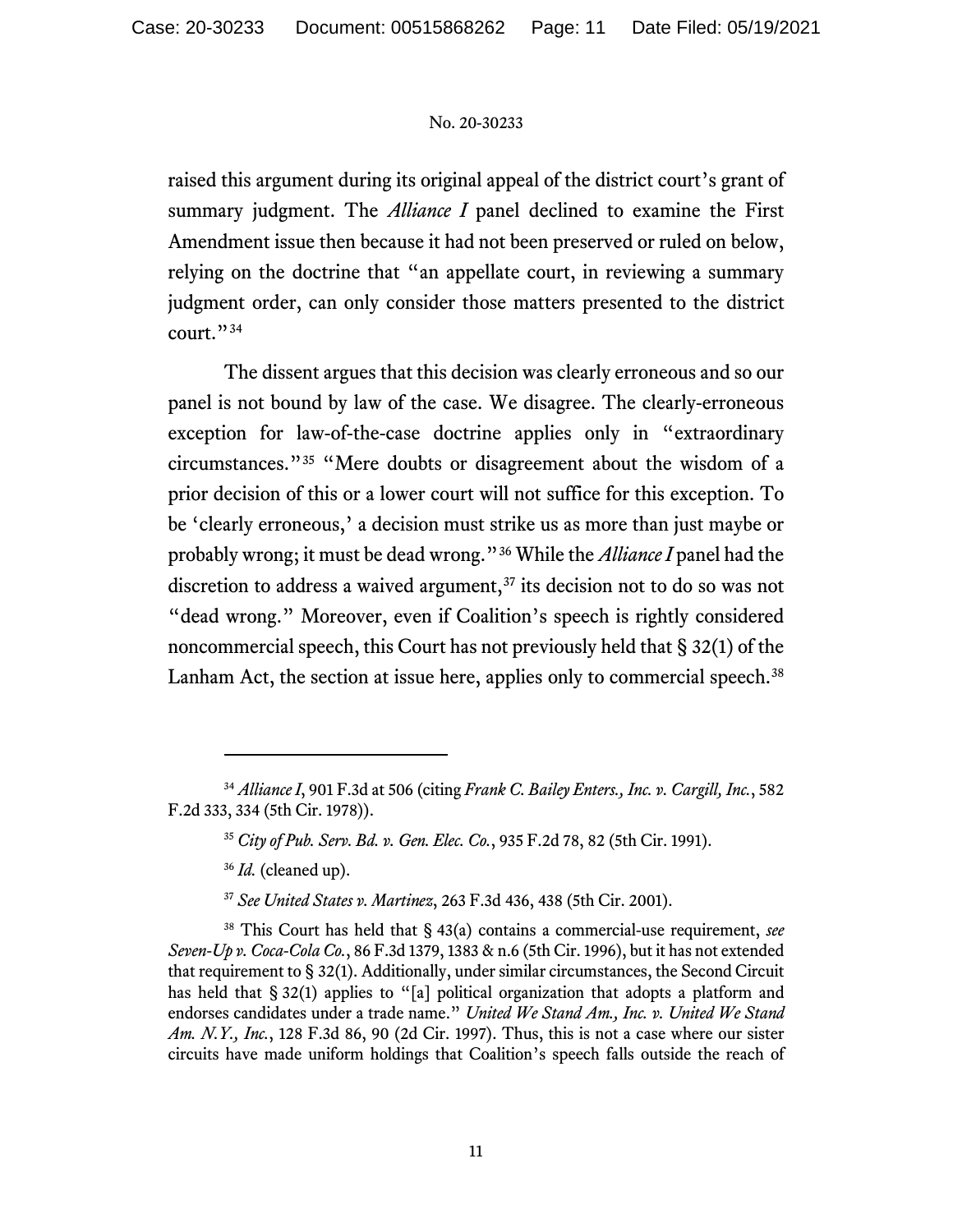raised this argument during its original appeal of the district court's grant of summary judgment. The *Alliance I* panel declined to examine the First Amendment issue then because it had not been preserved or ruled on below, relying on the doctrine that "an appellate court, in reviewing a summary judgment order, can only consider those matters presented to the district court."[34]

The dissent argues that this decision was clearly erroneous and so our panel is not bound by law of the case. We disagree. The clearly-erroneous exception for law-of-the-case doctrine applies only in "extraordinary circumstances."[35] "Mere doubts or disagreement about the wisdom of a prior decision of this or a lower court will not suffice for this exception. To be 'clearly erroneous,' a decision must strike us as more than just maybe or probably wrong; it must be dead wrong."[36] While the *Alliance I* panel had the discretion to address a waived argument,[37] its decision not to do so was not "dead wrong." Moreover, even if Coalition's speech is rightly considered noncommercial speech, this Court has not previously held that § 32(1) of the Lanham Act, the section at issue here, applies only to commercial speech.[38]

---

[34] *Alliance I*, 901 F.3d at 506 (citing *Frank C. Bailey Enters., Inc. v. Cargill, Inc.*, 582 F.2d 333, 334 (5th Cir. 1978)).

[35] *City of Pub. Serv. Bd. v. Gen. Elec. Co.*, 935 F.2d 78, 82 (5th Cir. 1991).

[36] *Id.* (cleaned up).

[37] *See United States v. Martinez*, 263 F.3d 436, 438 (5th Cir. 2001).

[38] This Court has held that § 43(a) contains a commercial-use requirement, *see Seven-Up v. Coca-Cola Co.*, 86 F.3d 1379, 1383 & n.6 (5th Cir. 1996), but it has not extended that requirement to § 32(1). Additionally, under similar circumstances, the Second Circuit has held that § 32(1) applies to "[a] political organization that adopts a platform and endorses candidates under a trade name." *United We Stand Am., Inc. v. United We Stand Am. N.Y., Inc.*, 128 F.3d 86, 90 (2d Cir. 1997). Thus, this is not a case where our sister circuits have made uniform holdings that Coalition's speech falls outside the reach of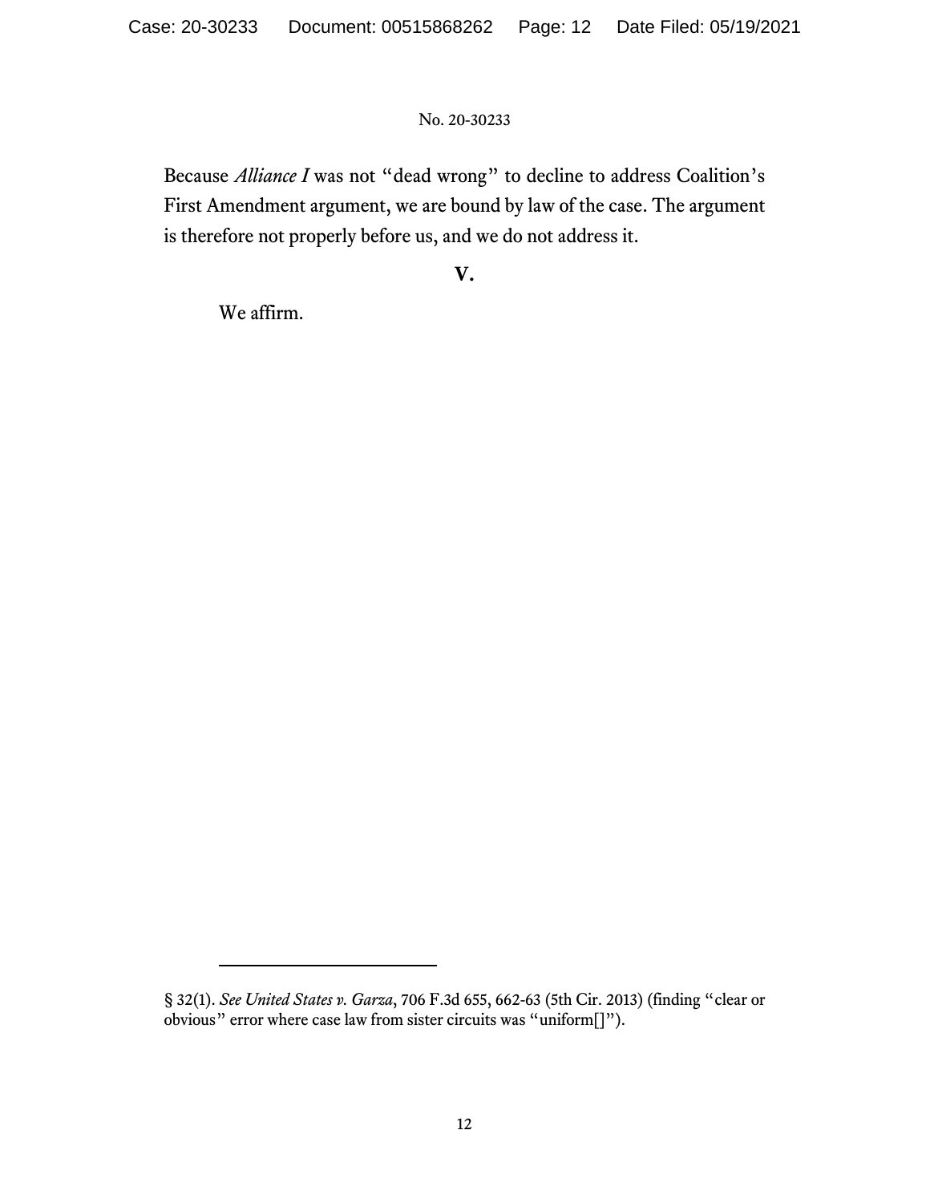Because *Alliance I* was not "dead wrong" to decline to address Coalition's First Amendment argument, we are bound by law of the case. The argument is therefore not properly before us, and we do not address it.

## V.

We affirm.

---

§ 32(1). *See United States v. Garza*, 706 F.3d 655, 662-63 (5th Cir. 2013) (finding "clear or obvious" error where case law from sister circuits was "uniform[]").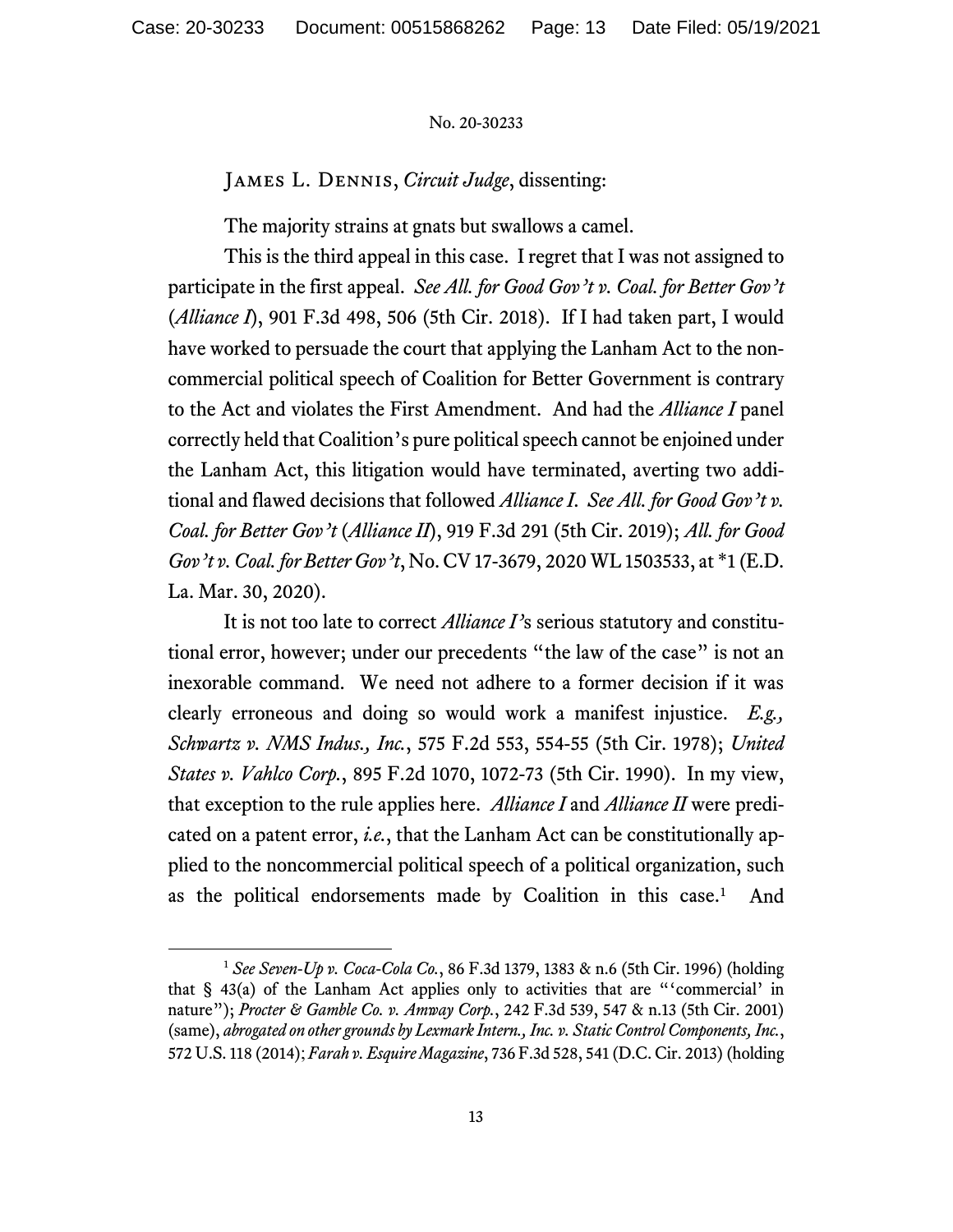No. 20-30233

James L. Dennis, *Circuit Judge*, dissenting:

The majority strains at gnats but swallows a camel.

This is the third appeal in this case. I regret that I was not assigned to participate in the first appeal. *See All. for Good Gov't v. Coal. for Better Gov't* (*Alliance I*), 901 F.3d 498, 506 (5th Cir. 2018). If I had taken part, I would have worked to persuade the court that applying the Lanham Act to the noncommercial political speech of Coalition for Better Government is contrary to the Act and violates the First Amendment. And had the *Alliance I* panel correctly held that Coalition's pure political speech cannot be enjoined under the Lanham Act, this litigation would have terminated, averting two additional and flawed decisions that followed *Alliance I*. *See All. for Good Gov't v. Coal. for Better Gov't* (*Alliance II*), 919 F.3d 291 (5th Cir. 2019); *All. for Good Gov't v. Coal. for Better Gov't*, No. CV 17-3679, 2020 WL 1503533, at *1 (E.D. La. Mar. 30, 2020).

It is not too late to correct *Alliance I*'s serious statutory and constitutional error, however; under our precedents "the law of the case" is not an inexorable command. We need not adhere to a former decision if it was clearly erroneous and doing so would work a manifest injustice. *E.g., Schwartz v. NMS Indus., Inc.*, 575 F.2d 553, 554-55 (5th Cir. 1978); *United States v. Vahlco Corp.*, 895 F.2d 1070, 1072-73 (5th Cir. 1990). In my view, that exception to the rule applies here. *Alliance I* and *Alliance II* were predicated on a patent error, *i.e.*, that the Lanham Act can be constitutionally applied to the noncommercial political speech of a political organization, such as the political endorsements made by Coalition in this case.[1] And

[1] *See Seven-Up v. Coca-Cola Co.*, 86 F.3d 1379, 1383 & n.6 (5th Cir. 1996) (holding that § 43(a) of the Lanham Act applies only to activities that are "'commercial' in nature"); *Procter & Gamble Co. v. Amway Corp.*, 242 F.3d 539, 547 & n.13 (5th Cir. 2001) (same), *abrogated on other grounds by Lexmark Intern., Inc. v. Static Control Components, Inc.*, 572 U.S. 118 (2014); *Farah v. Esquire Magazine*, 736 F.3d 528, 541 (D.C. Cir. 2013) (holding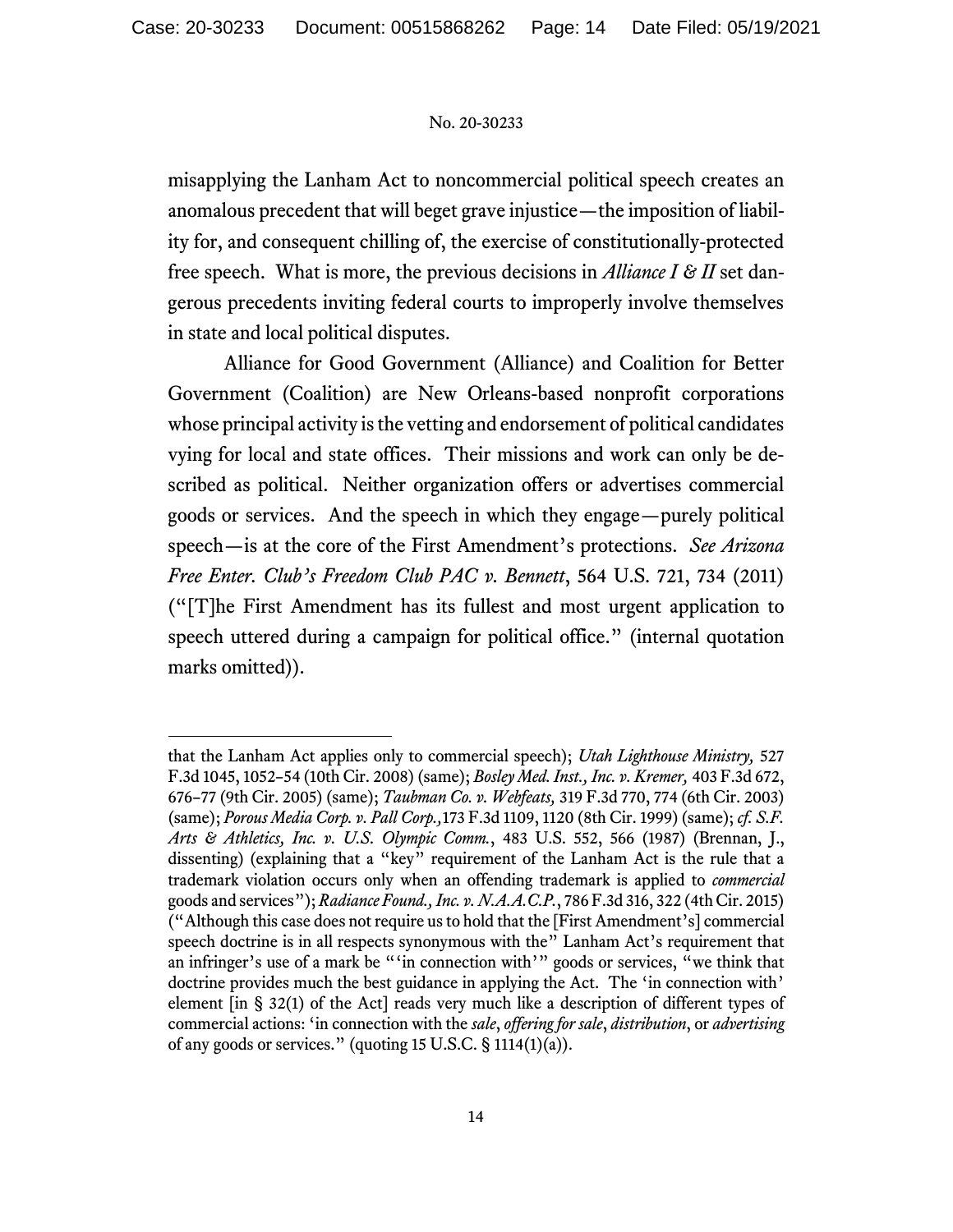misapplying the Lanham Act to noncommercial political speech creates an anomalous precedent that will beget grave injustice—the imposition of liability for, and consequent chilling of, the exercise of constitutionally-protected free speech. What is more, the previous decisions in *Alliance I & II* set dangerous precedents inviting federal courts to improperly involve themselves in state and local political disputes.

Alliance for Good Government (Alliance) and Coalition for Better Government (Coalition) are New Orleans-based nonprofit corporations whose principal activity is the vetting and endorsement of political candidates vying for local and state offices. Their missions and work can only be described as political. Neither organization offers or advertises commercial goods or services. And the speech in which they engage—purely political speech—is at the core of the First Amendment's protections. *See Arizona Free Enter. Club's Freedom Club PAC v. Bennett*, 564 U.S. 721, 734 (2011) ("[T]he First Amendment has its fullest and most urgent application to speech uttered during a campaign for political office." (internal quotation marks omitted)).

---

that the Lanham Act applies only to commercial speech); *Utah Lighthouse Ministry,* 527 F.3d 1045, 1052–54 (10th Cir. 2008) (same); *Bosley Med. Inst., Inc. v. Kremer,* 403 F.3d 672, 676–77 (9th Cir. 2005) (same); *Taubman Co. v. Webfeats,* 319 F.3d 770, 774 (6th Cir. 2003) (same); *Porous Media Corp. v. Pall Corp.,*173 F.3d 1109, 1120 (8th Cir. 1999) (same); *cf. S.F. Arts & Athletics, Inc. v. U.S. Olympic Comm.*, 483 U.S. 552, 566 (1987) (Brennan, J., dissenting) (explaining that a "key" requirement of the Lanham Act is the rule that a trademark violation occurs only when an offending trademark is applied to *commercial* goods and services"); *Radiance Found., Inc. v. N.A.A.C.P.*, 786 F.3d 316, 322 (4th Cir. 2015) ("Although this case does not require us to hold that the [First Amendment's] commercial speech doctrine is in all respects synonymous with the" Lanham Act's requirement that an infringer's use of a mark be "'in connection with'" goods or services, "we think that doctrine provides much the best guidance in applying the Act. The 'in connection with' element [in § 32(1) of the Act] reads very much like a description of different types of commercial actions: 'in connection with the *sale*, *offering for sale*, *distribution*, or *advertising* of any goods or services." (quoting 15 U.S.C. § 1114(1)(a)).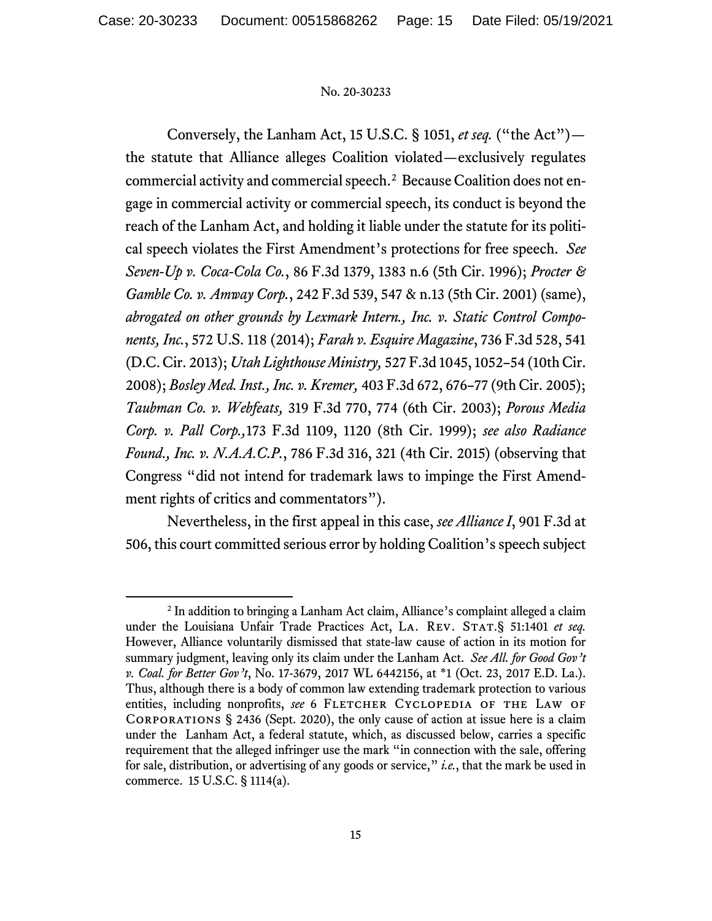Conversely, the Lanham Act, 15 U.S.C. § 1051, *et seq.* ("the Act")—the statute that Alliance alleges Coalition violated—exclusively regulates commercial activity and commercial speech.[2] Because Coalition does not engage in commercial activity or commercial speech, its conduct is beyond the reach of the Lanham Act, and holding it liable under the statute for its political speech violates the First Amendment's protections for free speech. *See Seven-Up v. Coca-Cola Co.*, 86 F.3d 1379, 1383 n.6 (5th Cir. 1996); *Procter & Gamble Co. v. Amway Corp.*, 242 F.3d 539, 547 & n.13 (5th Cir. 2001) (same), *abrogated on other grounds by Lexmark Intern., Inc. v. Static Control Components, Inc.*, 572 U.S. 118 (2014); *Farah v. Esquire Magazine*, 736 F.3d 528, 541 (D.C. Cir. 2013); *Utah Lighthouse Ministry,* 527 F.3d 1045, 1052–54 (10th Cir. 2008); *Bosley Med. Inst., Inc. v. Kremer,* 403 F.3d 672, 676–77 (9th Cir. 2005); *Taubman Co. v. Webfeats,* 319 F.3d 770, 774 (6th Cir. 2003); *Porous Media Corp. v. Pall Corp.,*173 F.3d 1109, 1120 (8th Cir. 1999); *see also Radiance Found., Inc. v. N.A.A.C.P.*, 786 F.3d 316, 321 (4th Cir. 2015) (observing that Congress "did not intend for trademark laws to impinge the First Amendment rights of critics and commentators").

Nevertheless, in the first appeal in this case, *see Alliance I*, 901 F.3d at 506, this court committed serious error by holding Coalition's speech subject

---

[2] In addition to bringing a Lanham Act claim, Alliance's complaint alleged a claim under the Louisiana Unfair Trade Practices Act, LA. REV. STAT.§ 51:1401 *et seq.* However, Alliance voluntarily dismissed that state-law cause of action in its motion for summary judgment, leaving only its claim under the Lanham Act. *See All. for Good Gov't v. Coal. for Better Gov't*, No. 17-3679, 2017 WL 6442156, at *1 (Oct. 23, 2017 E.D. La.). Thus, although there is a body of common law extending trademark protection to various entities, including nonprofits, *see* 6 FLETCHER CYCLOPEDIA OF THE LAW OF CORPORATIONS § 2436 (Sept. 2020), the only cause of action at issue here is a claim under the Lanham Act, a federal statute, which, as discussed below, carries a specific requirement that the alleged infringer use the mark "in connection with the sale, offering for sale, distribution, or advertising of any goods or service," *i.e.*, that the mark be used in commerce. 15 U.S.C. § 1114(a).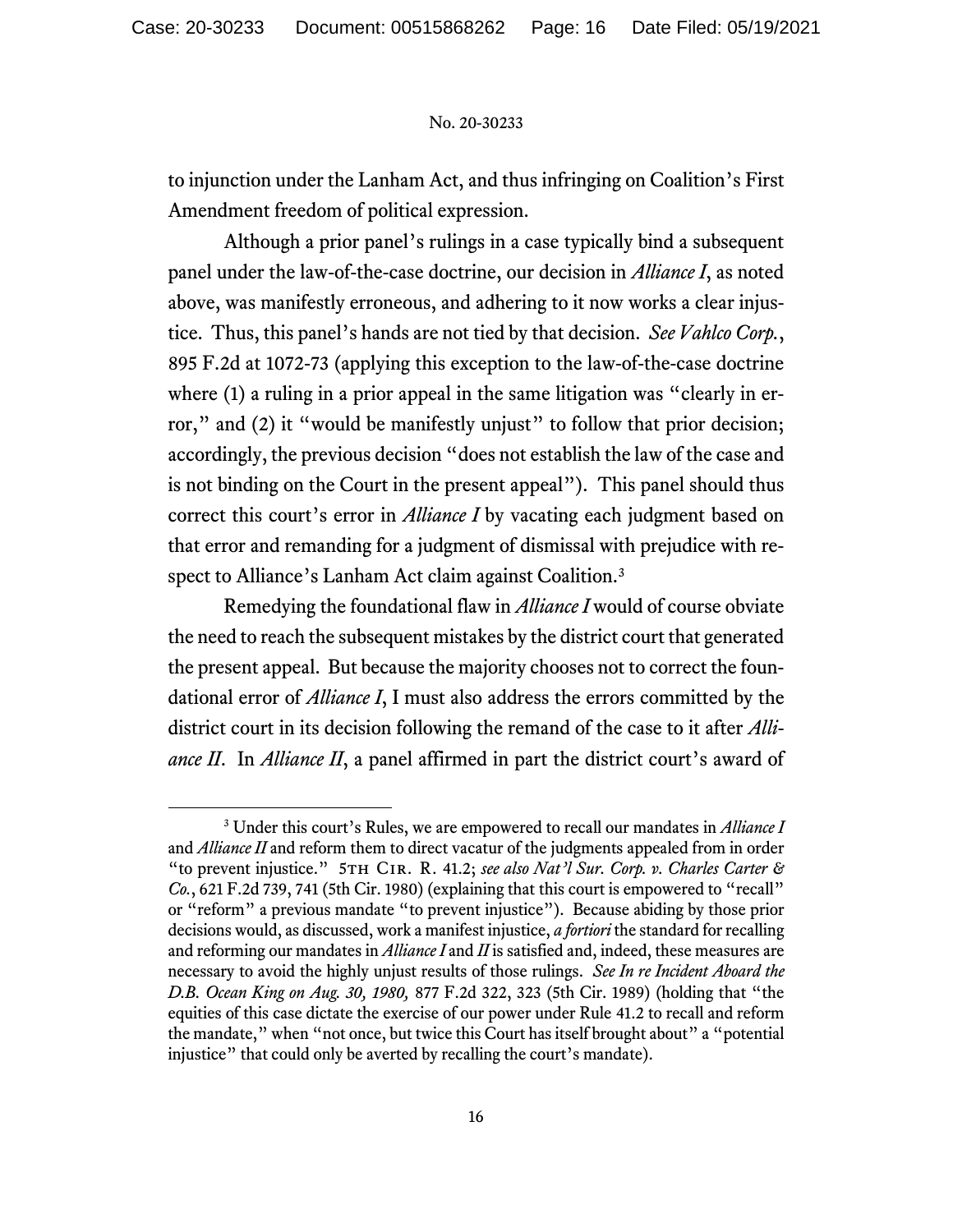to injunction under the Lanham Act, and thus infringing on Coalition's First Amendment freedom of political expression.

Although a prior panel's rulings in a case typically bind a subsequent panel under the law-of-the-case doctrine, our decision in *Alliance I*, as noted above, was manifestly erroneous, and adhering to it now works a clear injustice. Thus, this panel's hands are not tied by that decision. *See Vahlco Corp.*, 895 F.2d at 1072-73 (applying this exception to the law-of-the-case doctrine where (1) a ruling in a prior appeal in the same litigation was "clearly in error," and (2) it "would be manifestly unjust" to follow that prior decision; accordingly, the previous decision "does not establish the law of the case and is not binding on the Court in the present appeal"). This panel should thus correct this court's error in *Alliance I* by vacating each judgment based on that error and remanding for a judgment of dismissal with prejudice with respect to Alliance's Lanham Act claim against Coalition.[3]

Remedying the foundational flaw in *Alliance I* would of course obviate the need to reach the subsequent mistakes by the district court that generated the present appeal. But because the majority chooses not to correct the foundational error of *Alliance I*, I must also address the errors committed by the district court in its decision following the remand of the case to it after *Alliance II*. In *Alliance II*, a panel affirmed in part the district court's award of

---

[3] Under this court's Rules, we are empowered to recall our mandates in *Alliance I* and *Alliance II* and reform them to direct vacatur of the judgments appealed from in order "to prevent injustice." 5TH CIR. R. 41.2; *see also Nat'l Sur. Corp. v. Charles Carter & Co.*, 621 F.2d 739, 741 (5th Cir. 1980) (explaining that this court is empowered to "recall" or "reform" a previous mandate "to prevent injustice"). Because abiding by those prior decisions would, as discussed, work a manifest injustice, *a fortiori* the standard for recalling and reforming our mandates in *Alliance I* and *II* is satisfied and, indeed, these measures are necessary to avoid the highly unjust results of those rulings. *See In re Incident Aboard the D.B. Ocean King on Aug. 30, 1980,* 877 F.2d 322, 323 (5th Cir. 1989) (holding that "the equities of this case dictate the exercise of our power under Rule 41.2 to recall and reform the mandate," when "not once, but twice this Court has itself brought about" a "potential injustice" that could only be averted by recalling the court's mandate).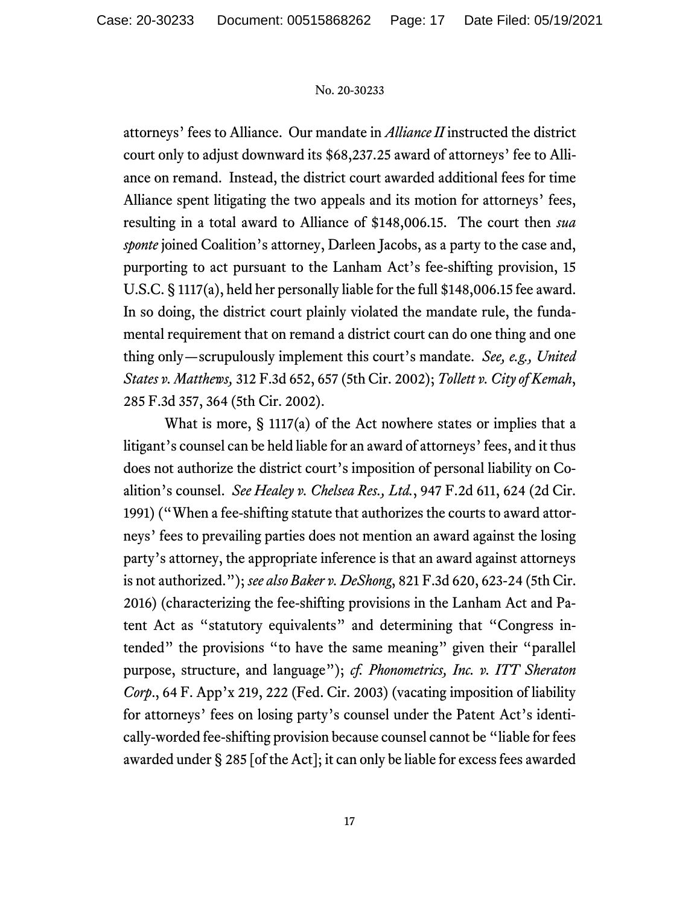attorneys' fees to Alliance. Our mandate in *Alliance II* instructed the district court only to adjust downward its $68,237.25 award of attorneys' fee to Alliance on remand. Instead, the district court awarded additional fees for time Alliance spent litigating the two appeals and its motion for attorneys' fees, resulting in a total award to Alliance of $148,006.15. The court then *sua sponte* joined Coalition's attorney, Darleen Jacobs, as a party to the case and, purporting to act pursuant to the Lanham Act's fee-shifting provision, 15 U.S.C. § 1117(a), held her personally liable for the full $148,006.15 fee award. In so doing, the district court plainly violated the mandate rule, the fundamental requirement that on remand a district court can do one thing and one thing only—scrupulously implement this court's mandate. *See, e.g., United States v. Matthews,* 312 F.3d 652, 657 (5th Cir. 2002); *Tollett v. City of Kemah*, 285 F.3d 357, 364 (5th Cir. 2002).

What is more, § 1117(a) of the Act nowhere states or implies that a litigant's counsel can be held liable for an award of attorneys' fees, and it thus does not authorize the district court's imposition of personal liability on Coalition's counsel. *See Healey v. Chelsea Res., Ltd.*, 947 F.2d 611, 624 (2d Cir. 1991) ("When a fee-shifting statute that authorizes the courts to award attorneys' fees to prevailing parties does not mention an award against the losing party's attorney, the appropriate inference is that an award against attorneys is not authorized."); *see also Baker v. DeShong*, 821 F.3d 620, 623-24 (5th Cir. 2016) (characterizing the fee-shifting provisions in the Lanham Act and Patent Act as "statutory equivalents" and determining that "Congress intended" the provisions "to have the same meaning" given their "parallel purpose, structure, and language"); *cf. Phonometrics, Inc. v. ITT Sheraton Corp*., 64 F. App'x 219, 222 (Fed. Cir. 2003) (vacating imposition of liability for attorneys' fees on losing party's counsel under the Patent Act's identically-worded fee-shifting provision because counsel cannot be "liable for fees awarded under § 285 [of the Act]; it can only be liable for excess fees awarded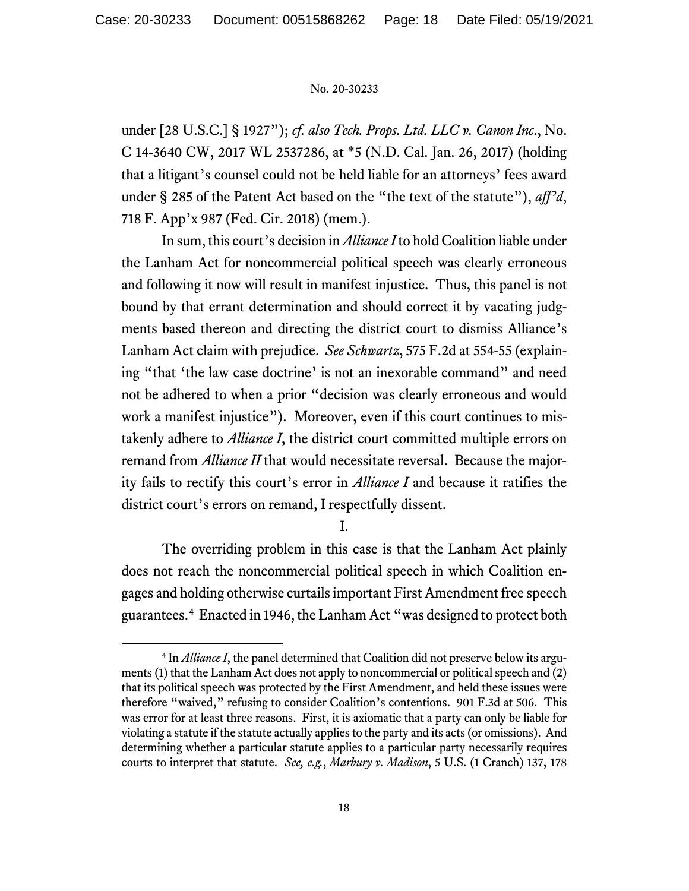under [28 U.S.C.] § 1927"); *cf. also Tech. Props. Ltd. LLC v. Canon Inc.*, No. C 14-3640 CW, 2017 WL 2537286, at *5 (N.D. Cal. Jan. 26, 2017) (holding that a litigant's counsel could not be held liable for an attorneys' fees award under § 285 of the Patent Act based on the "the text of the statute"), *aff'd*, 718 F. App'x 987 (Fed. Cir. 2018) (mem.).

In sum, this court's decision in *Alliance I* to hold Coalition liable under the Lanham Act for noncommercial political speech was clearly erroneous and following it now will result in manifest injustice. Thus, this panel is not bound by that errant determination and should correct it by vacating judgments based thereon and directing the district court to dismiss Alliance's Lanham Act claim with prejudice. *See Schwartz*, 575 F.2d at 554-55 (explaining "that 'the law case doctrine' is not an inexorable command" and need not be adhered to when a prior "decision was clearly erroneous and would work a manifest injustice"). Moreover, even if this court continues to mistakenly adhere to *Alliance I*, the district court committed multiple errors on remand from *Alliance II* that would necessitate reversal. Because the majority fails to rectify this court's error in *Alliance I* and because it ratifies the district court's errors on remand, I respectfully dissent.

## I.

The overriding problem in this case is that the Lanham Act plainly does not reach the noncommercial political speech in which Coalition engages and holding otherwise curtails important First Amendment free speech guarantees.[4] Enacted in 1946, the Lanham Act "was designed to protect both

[4] In *Alliance I*, the panel determined that Coalition did not preserve below its arguments (1) that the Lanham Act does not apply to noncommercial or political speech and (2) that its political speech was protected by the First Amendment, and held these issues were therefore "waived," refusing to consider Coalition's contentions. 901 F.3d at 506. This was error for at least three reasons. First, it is axiomatic that a party can only be liable for violating a statute if the statute actually applies to the party and its acts (or omissions). And determining whether a particular statute applies to a particular party necessarily requires courts to interpret that statute. *See, e.g.*, *Marbury v. Madison*, 5 U.S. (1 Cranch) 137, 178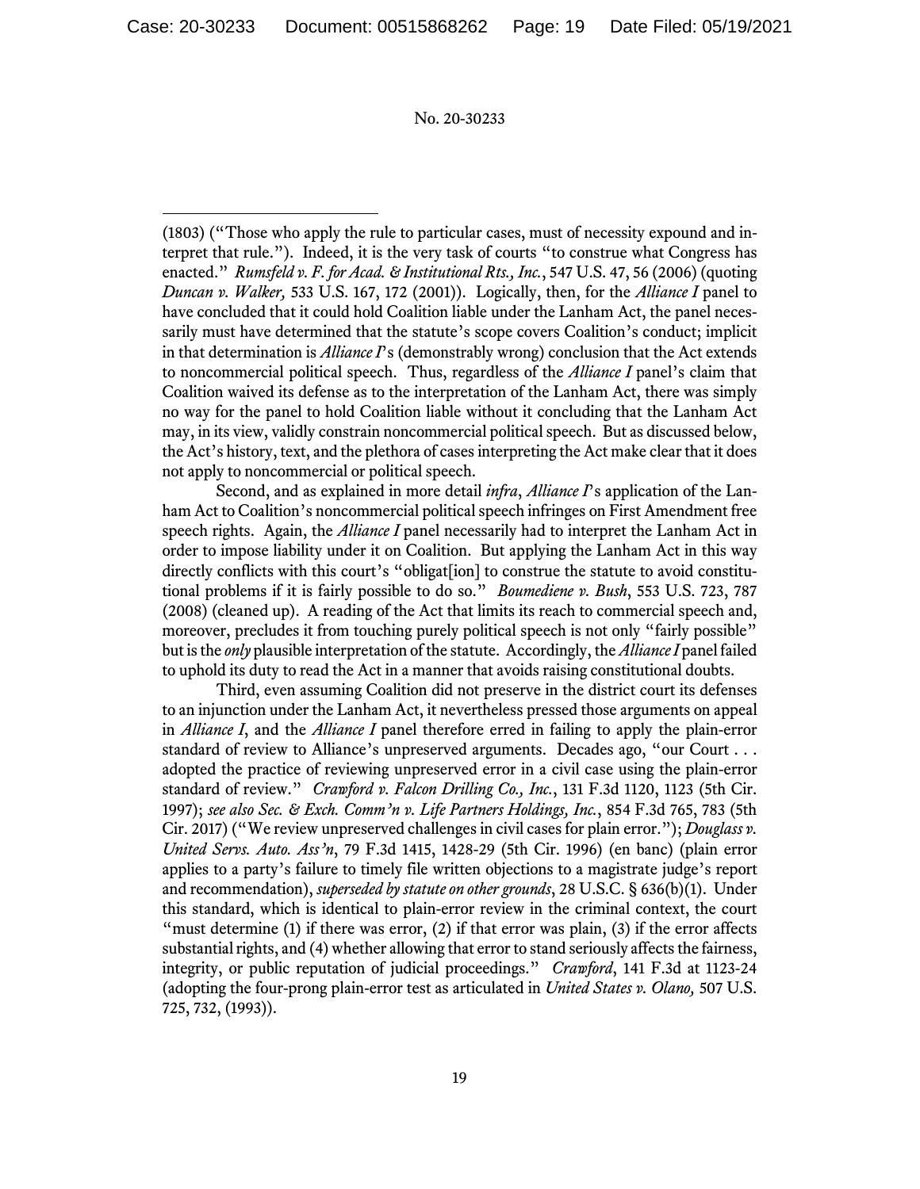(1803) ("Those who apply the rule to particular cases, must of necessity expound and interpret that rule."). Indeed, it is the very task of courts "to construe what Congress has enacted." *Rumsfeld v. F. for Acad. & Institutional Rts., Inc.*, 547 U.S. 47, 56 (2006) (quoting *Duncan v. Walker,* 533 U.S. 167, 172 (2001)). Logically, then, for the *Alliance I* panel to have concluded that it could hold Coalition liable under the Lanham Act, the panel necessarily must have determined that the statute's scope covers Coalition's conduct; implicit in that determination is *Alliance I*'s (demonstrably wrong) conclusion that the Act extends to noncommercial political speech. Thus, regardless of the *Alliance I* panel's claim that Coalition waived its defense as to the interpretation of the Lanham Act, there was simply no way for the panel to hold Coalition liable without it concluding that the Lanham Act may, in its view, validly constrain noncommercial political speech. But as discussed below, the Act's history, text, and the plethora of cases interpreting the Act make clear that it does not apply to noncommercial or political speech.

Second, and as explained in more detail *infra*, *Alliance I*'s application of the Lanham Act to Coalition's noncommercial political speech infringes on First Amendment free speech rights. Again, the *Alliance I* panel necessarily had to interpret the Lanham Act in order to impose liability under it on Coalition. But applying the Lanham Act in this way directly conflicts with this court's "obligat[ion] to construe the statute to avoid constitutional problems if it is fairly possible to do so." *Boumediene v. Bush*, 553 U.S. 723, 787 (2008) (cleaned up). A reading of the Act that limits its reach to commercial speech and, moreover, precludes it from touching purely political speech is not only "fairly possible" but is the *only* plausible interpretation of the statute. Accordingly, the *Alliance I* panel failed to uphold its duty to read the Act in a manner that avoids raising constitutional doubts.

Third, even assuming Coalition did not preserve in the district court its defenses to an injunction under the Lanham Act, it nevertheless pressed those arguments on appeal in *Alliance I*, and the *Alliance I* panel therefore erred in failing to apply the plain-error standard of review to Alliance's unpreserved arguments. Decades ago, "our Court . . . adopted the practice of reviewing unpreserved error in a civil case using the plain-error standard of review." *Crawford v. Falcon Drilling Co., Inc.*, 131 F.3d 1120, 1123 (5th Cir. 1997); *see also Sec. & Exch. Comm'n v. Life Partners Holdings, Inc.*, 854 F.3d 765, 783 (5th Cir. 2017) ("We review unpreserved challenges in civil cases for plain error."); *Douglass v. United Servs. Auto. Ass'n*, 79 F.3d 1415, 1428-29 (5th Cir. 1996) (en banc) (plain error applies to a party's failure to timely file written objections to a magistrate judge's report and recommendation), *superseded by statute on other grounds*, 28 U.S.C. § 636(b)(1). Under this standard, which is identical to plain-error review in the criminal context, the court "must determine (1) if there was error, (2) if that error was plain, (3) if the error affects substantial rights, and (4) whether allowing that error to stand seriously affects the fairness, integrity, or public reputation of judicial proceedings." *Crawford*, 141 F.3d at 1123-24 (adopting the four-prong plain-error test as articulated in *United States v. Olano,* 507 U.S. 725, 732, (1993)).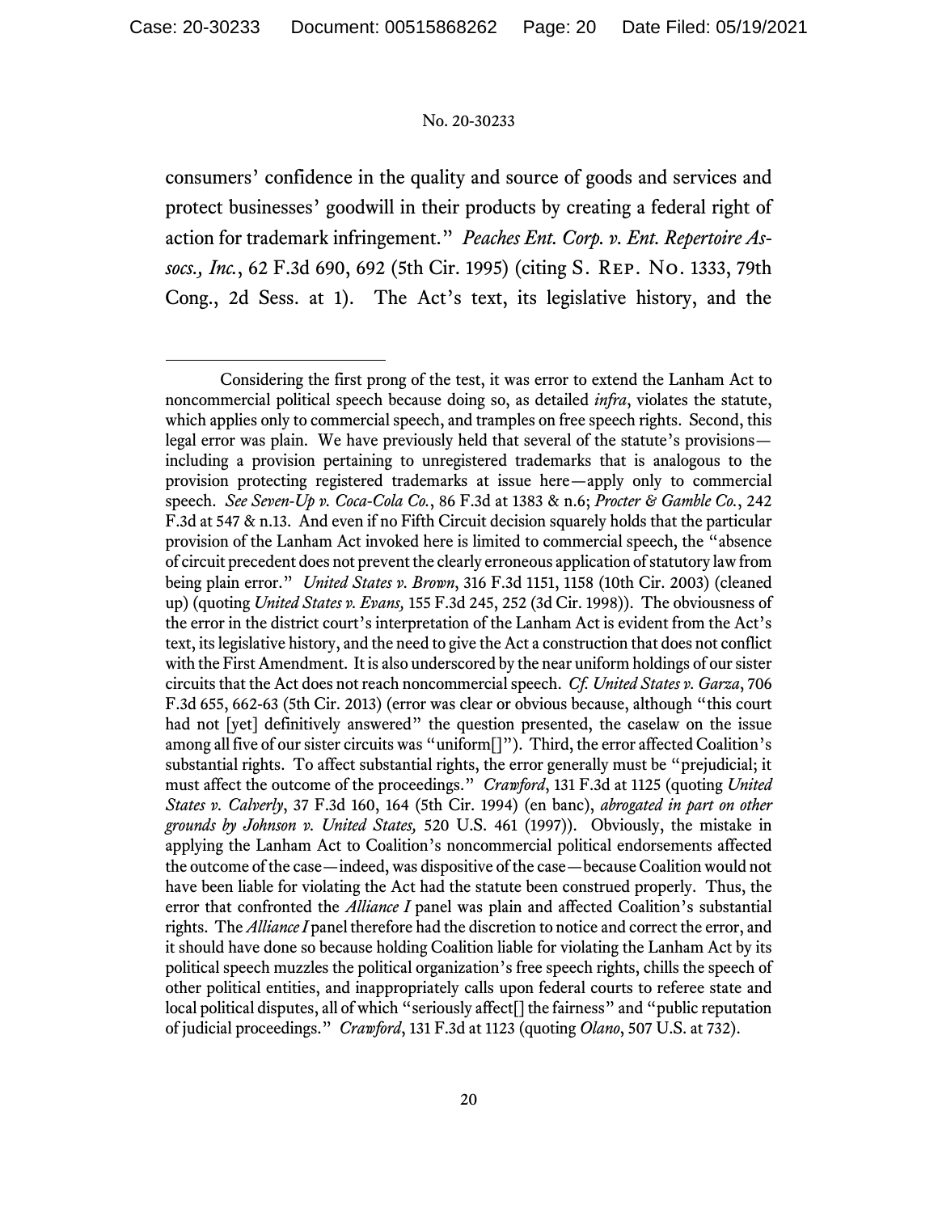consumers' confidence in the quality and source of goods and services and protect businesses' goodwill in their products by creating a federal right of action for trademark infringement." *Peaches Ent. Corp. v. Ent. Repertoire Assocs., Inc.*, 62 F.3d 690, 692 (5th Cir. 1995) (citing S. Rep. No. 1333, 79th Cong., 2d Sess. at 1). The Act's text, its legislative history, and the

---

Considering the first prong of the test, it was error to extend the Lanham Act to noncommercial political speech because doing so, as detailed *infra*, violates the statute, which applies only to commercial speech, and tramples on free speech rights. Second, this legal error was plain. We have previously held that several of the statute's provisions—including a provision pertaining to unregistered trademarks that is analogous to the provision protecting registered trademarks at issue here—apply only to commercial speech. *See Seven-Up v. Coca-Cola Co.*, 86 F.3d at 1383 & n.6; *Procter & Gamble Co.*, 242 F.3d at 547 & n.13. And even if no Fifth Circuit decision squarely holds that the particular provision of the Lanham Act invoked here is limited to commercial speech, the "absence of circuit precedent does not prevent the clearly erroneous application of statutory law from being plain error." *United States v. Brown*, 316 F.3d 1151, 1158 (10th Cir. 2003) (cleaned up) (quoting *United States v. Evans,* 155 F.3d 245, 252 (3d Cir. 1998)). The obviousness of the error in the district court's interpretation of the Lanham Act is evident from the Act's text, its legislative history, and the need to give the Act a construction that does not conflict with the First Amendment. It is also underscored by the near uniform holdings of our sister circuits that the Act does not reach noncommercial speech. *Cf. United States v. Garza*, 706 F.3d 655, 662-63 (5th Cir. 2013) (error was clear or obvious because, although "this court had not [yet] definitively answered" the question presented, the caselaw on the issue among all five of our sister circuits was "uniform[]"). Third, the error affected Coalition's substantial rights. To affect substantial rights, the error generally must be "prejudicial; it must affect the outcome of the proceedings." *Crawford*, 131 F.3d at 1125 (quoting *United States v. Calverly*, 37 F.3d 160, 164 (5th Cir. 1994) (en banc), *abrogated in part on other grounds by Johnson v. United States,* 520 U.S. 461 (1997)). Obviously, the mistake in applying the Lanham Act to Coalition's noncommercial political endorsements affected the outcome of the case—indeed, was dispositive of the case—because Coalition would not have been liable for violating the Act had the statute been construed properly. Thus, the error that confronted the *Alliance I* panel was plain and affected Coalition's substantial rights. The *Alliance I* panel therefore had the discretion to notice and correct the error, and it should have done so because holding Coalition liable for violating the Lanham Act by its political speech muzzles the political organization's free speech rights, chills the speech of other political entities, and inappropriately calls upon federal courts to referee state and local political disputes, all of which "seriously affect[] the fairness" and "public reputation of judicial proceedings." *Crawford*, 131 F.3d at 1123 (quoting *Olano*, 507 U.S. at 732).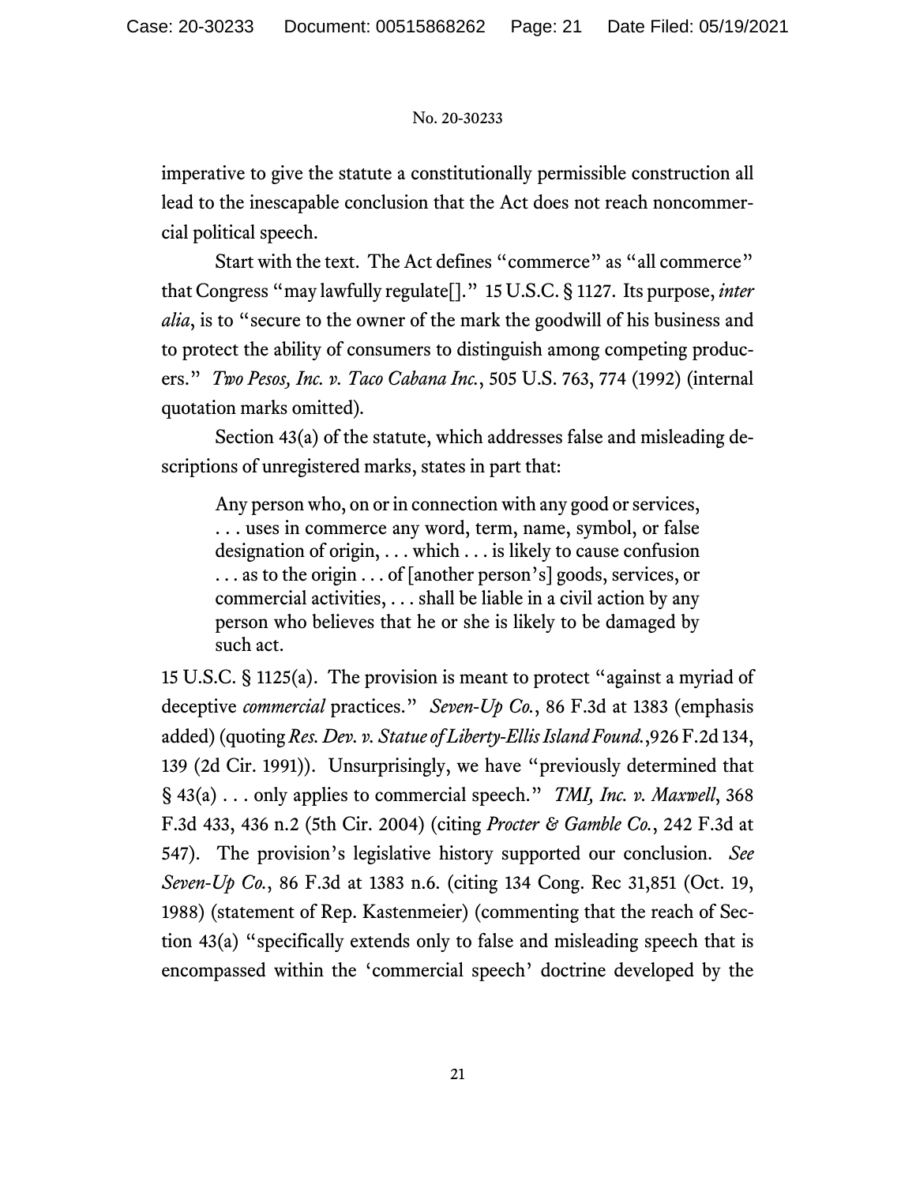imperative to give the statute a constitutionally permissible construction all lead to the inescapable conclusion that the Act does not reach noncommercial political speech.

Start with the text. The Act defines "commerce" as "all commerce" that Congress "may lawfully regulate[]." 15 U.S.C. § 1127. Its purpose, *inter alia*, is to "secure to the owner of the mark the goodwill of his business and to protect the ability of consumers to distinguish among competing producers." *Two Pesos, Inc. v. Taco Cabana Inc.*, 505 U.S. 763, 774 (1992) (internal quotation marks omitted).

Section 43(a) of the statute, which addresses false and misleading descriptions of unregistered marks, states in part that:

> Any person who, on or in connection with any good or services, . . . uses in commerce any word, term, name, symbol, or false designation of origin, . . . which . . . is likely to cause confusion . . . as to the origin . . . of [another person's] goods, services, or commercial activities, . . . shall be liable in a civil action by any person who believes that he or she is likely to be damaged by such act.

15 U.S.C. § 1125(a). The provision is meant to protect "against a myriad of deceptive *commercial* practices." *Seven-Up Co.*, 86 F.3d at 1383 (emphasis added) (quoting *Res. Dev. v. Statue of Liberty-Ellis Island Found.*, 926 F.2d 134, 139 (2d Cir. 1991)). Unsurprisingly, we have "previously determined that § 43(a) . . . only applies to commercial speech." *TMI, Inc. v. Maxwell*, 368 F.3d 433, 436 n.2 (5th Cir. 2004) (citing *Procter & Gamble Co.*, 242 F.3d at 547). The provision's legislative history supported our conclusion. *See Seven-Up Co.*, 86 F.3d at 1383 n.6. (citing 134 Cong. Rec 31,851 (Oct. 19, 1988) (statement of Rep. Kastenmeier) (commenting that the reach of Section 43(a) "specifically extends only to false and misleading speech that is encompassed within the 'commercial speech' doctrine developed by the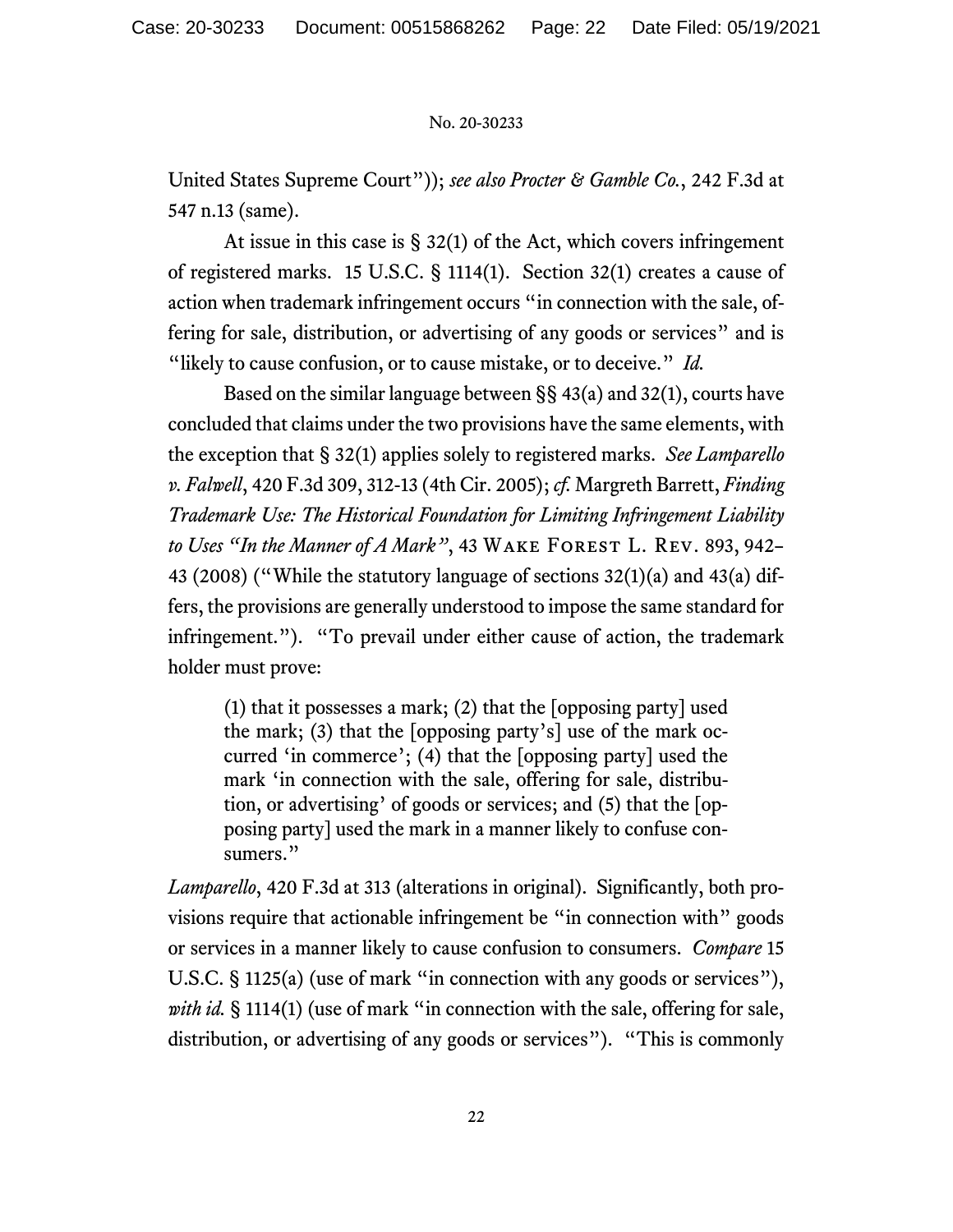United States Supreme Court")); *see also Procter & Gamble Co.*, 242 F.3d at 547 n.13 (same).

At issue in this case is § 32(1) of the Act, which covers infringement of registered marks. 15 U.S.C. § 1114(1). Section 32(1) creates a cause of action when trademark infringement occurs "in connection with the sale, offering for sale, distribution, or advertising of any goods or services" and is "likely to cause confusion, or to cause mistake, or to deceive." *Id.*

Based on the similar language between §§ 43(a) and 32(1), courts have concluded that claims under the two provisions have the same elements, with the exception that § 32(1) applies solely to registered marks. *See Lamparello v. Falwell*, 420 F.3d 309, 312-13 (4th Cir. 2005); *cf.* Margreth Barrett, *Finding Trademark Use: The Historical Foundation for Limiting Infringement Liability to Uses "In the Manner of A Mark"*, 43 WAKE FOREST L. REV. 893, 942–43 (2008) ("While the statutory language of sections 32(1)(a) and 43(a) differs, the provisions are generally understood to impose the same standard for infringement."). "To prevail under either cause of action, the trademark holder must prove:

> (1) that it possesses a mark; (2) that the [opposing party] used the mark; (3) that the [opposing party's] use of the mark occurred 'in commerce'; (4) that the [opposing party] used the mark 'in connection with the sale, offering for sale, distribution, or advertising' of goods or services; and (5) that the [opposing party] used the mark in a manner likely to confuse consumers."

*Lamparello*, 420 F.3d at 313 (alterations in original). Significantly, both provisions require that actionable infringement be "in connection with" goods or services in a manner likely to cause confusion to consumers. *Compare* 15 U.S.C. § 1125(a) (use of mark "in connection with any goods or services"), *with id.* § 1114(1) (use of mark "in connection with the sale, offering for sale, distribution, or advertising of any goods or services"). "This is commonly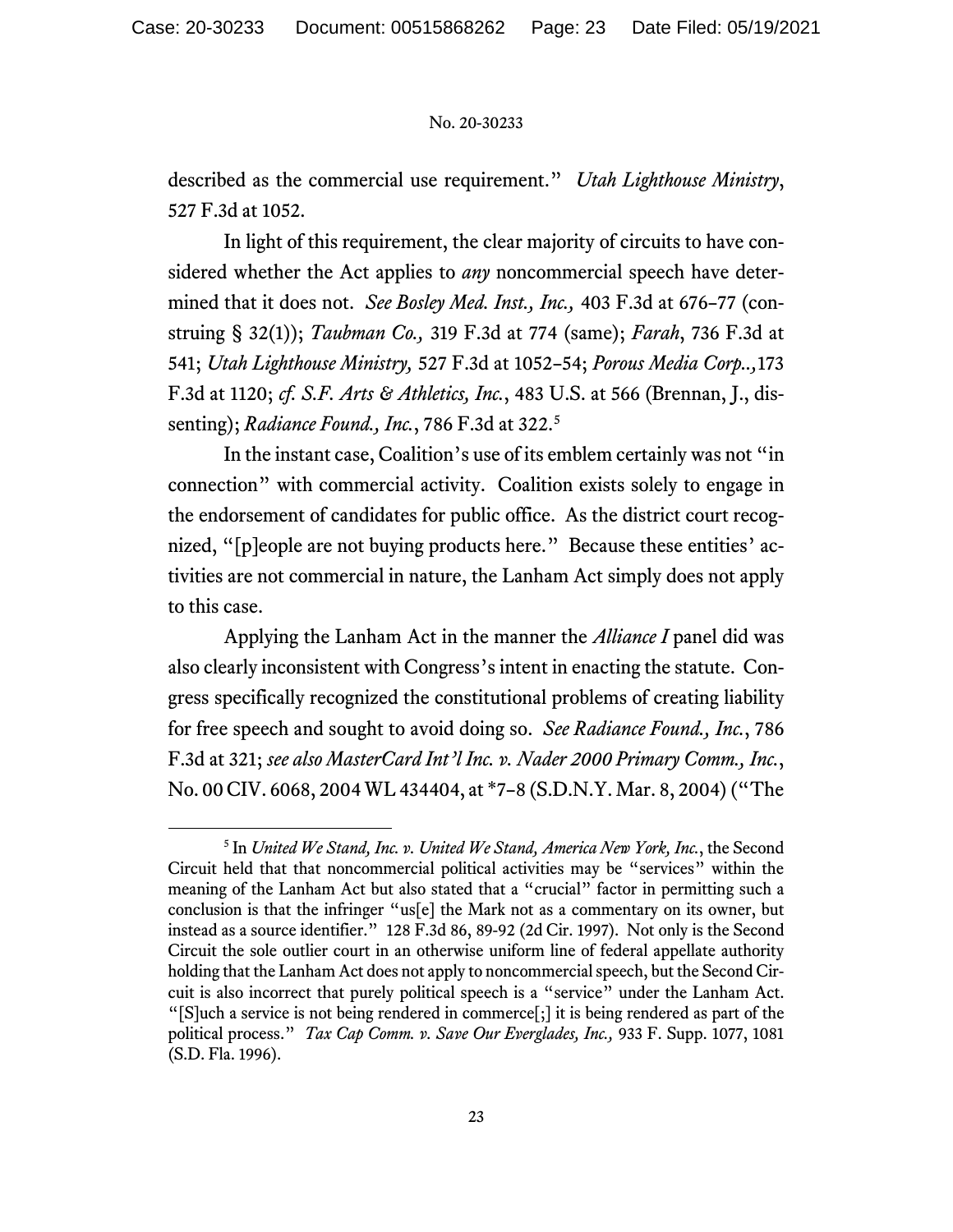described as the commercial use requirement." *Utah Lighthouse Ministry*, 527 F.3d at 1052.

In light of this requirement, the clear majority of circuits to have considered whether the Act applies to *any* noncommercial speech have determined that it does not. *See Bosley Med. Inst., Inc.,* 403 F.3d at 676–77 (construing § 32(1)); *Taubman Co.,* 319 F.3d at 774 (same); *Farah*, 736 F.3d at 541; *Utah Lighthouse Ministry,* 527 F.3d at 1052–54; *Porous Media Corp..,*173 F.3d at 1120; *cf. S.F. Arts & Athletics, Inc.*, 483 U.S. at 566 (Brennan, J., dissenting); *Radiance Found., Inc.*, 786 F.3d at 322.[5]

In the instant case, Coalition's use of its emblem certainly was not "in connection" with commercial activity. Coalition exists solely to engage in the endorsement of candidates for public office. As the district court recognized, "[p]eople are not buying products here." Because these entities' activities are not commercial in nature, the Lanham Act simply does not apply to this case.

Applying the Lanham Act in the manner the *Alliance I* panel did was also clearly inconsistent with Congress's intent in enacting the statute. Congress specifically recognized the constitutional problems of creating liability for free speech and sought to avoid doing so. *See Radiance Found., Inc.*, 786 F.3d at 321; *see also MasterCard Int'l Inc. v. Nader 2000 Primary Comm., Inc.*, No. 00 CIV. 6068, 2004 WL 434404, at *7–8 (S.D.N.Y. Mar. 8, 2004) ("The

---

[5] In *United We Stand, Inc. v. United We Stand, America New York, Inc.*, the Second Circuit held that that noncommercial political activities may be "services" within the meaning of the Lanham Act but also stated that a "crucial" factor in permitting such a conclusion is that the infringer "us[e] the Mark not as a commentary on its owner, but instead as a source identifier." 128 F.3d 86, 89-92 (2d Cir. 1997). Not only is the Second Circuit the sole outlier court in an otherwise uniform line of federal appellate authority holding that the Lanham Act does not apply to noncommercial speech, but the Second Circuit is also incorrect that purely political speech is a "service" under the Lanham Act. "[S]uch a service is not being rendered in commerce[;] it is being rendered as part of the political process." *Tax Cap Comm. v. Save Our Everglades, Inc.,* 933 F. Supp. 1077, 1081 (S.D. Fla. 1996).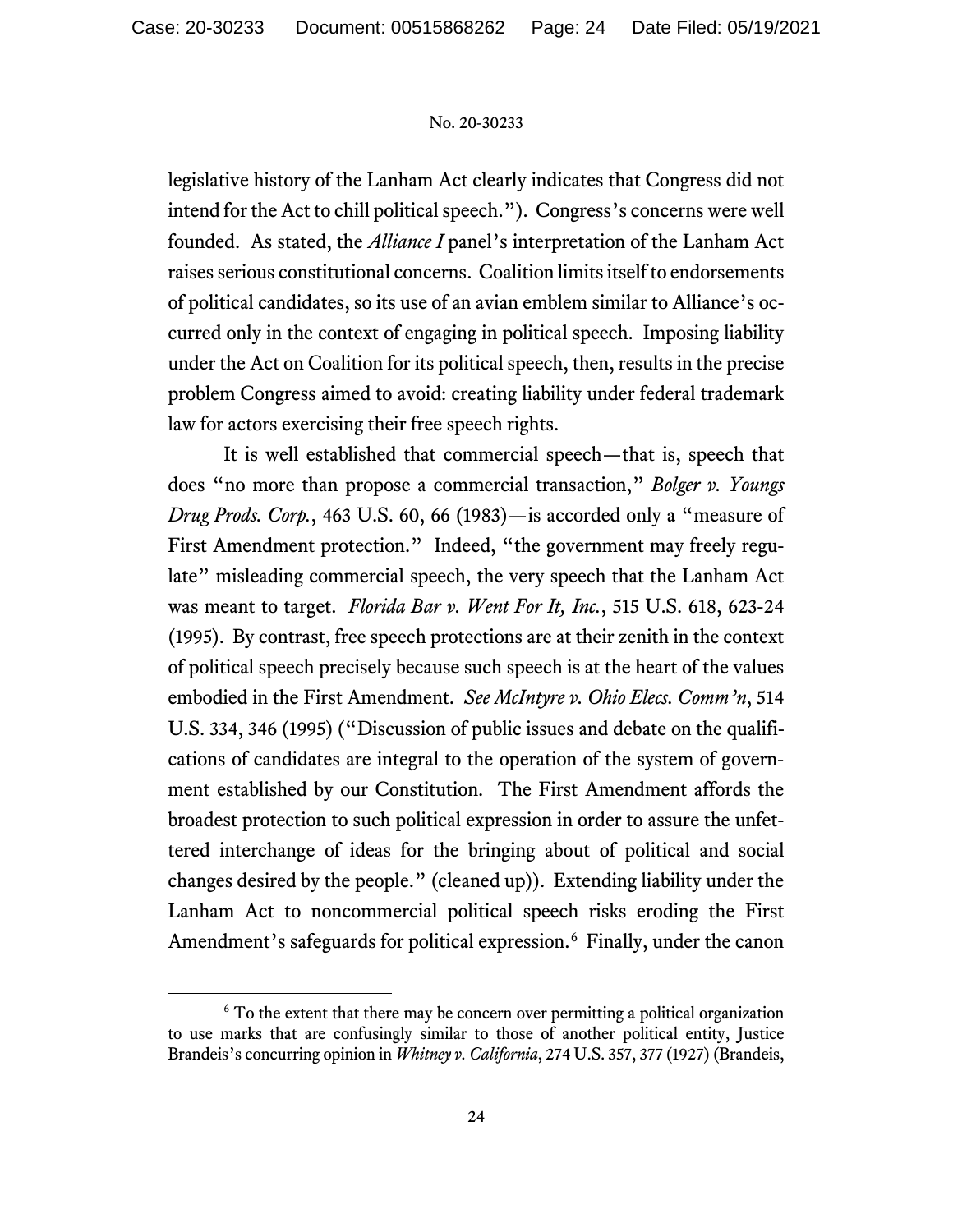legislative history of the Lanham Act clearly indicates that Congress did not intend for the Act to chill political speech."). Congress's concerns were well founded. As stated, the *Alliance I* panel's interpretation of the Lanham Act raises serious constitutional concerns. Coalition limits itself to endorsements of political candidates, so its use of an avian emblem similar to Alliance's occurred only in the context of engaging in political speech. Imposing liability under the Act on Coalition for its political speech, then, results in the precise problem Congress aimed to avoid: creating liability under federal trademark law for actors exercising their free speech rights.

It is well established that commercial speech—that is, speech that does "no more than propose a commercial transaction," *Bolger v. Youngs Drug Prods. Corp.*, 463 U.S. 60, 66 (1983)—is accorded only a "measure of First Amendment protection." Indeed, "the government may freely regulate" misleading commercial speech, the very speech that the Lanham Act was meant to target. *Florida Bar v. Went For It, Inc.*, 515 U.S. 618, 623-24 (1995). By contrast, free speech protections are at their zenith in the context of political speech precisely because such speech is at the heart of the values embodied in the First Amendment. *See McIntyre v. Ohio Elecs. Comm'n*, 514 U.S. 334, 346 (1995) ("Discussion of public issues and debate on the qualifications of candidates are integral to the operation of the system of government established by our Constitution. The First Amendment affords the broadest protection to such political expression in order to assure the unfettered interchange of ideas for the bringing about of political and social changes desired by the people." (cleaned up)). Extending liability under the Lanham Act to noncommercial political speech risks eroding the First Amendment's safeguards for political expression.[6] Finally, under the canon

[6] To the extent that there may be concern over permitting a political organization to use marks that are confusingly similar to those of another political entity, Justice Brandeis's concurring opinion in *Whitney v. California*, 274 U.S. 357, 377 (1927) (Brandeis,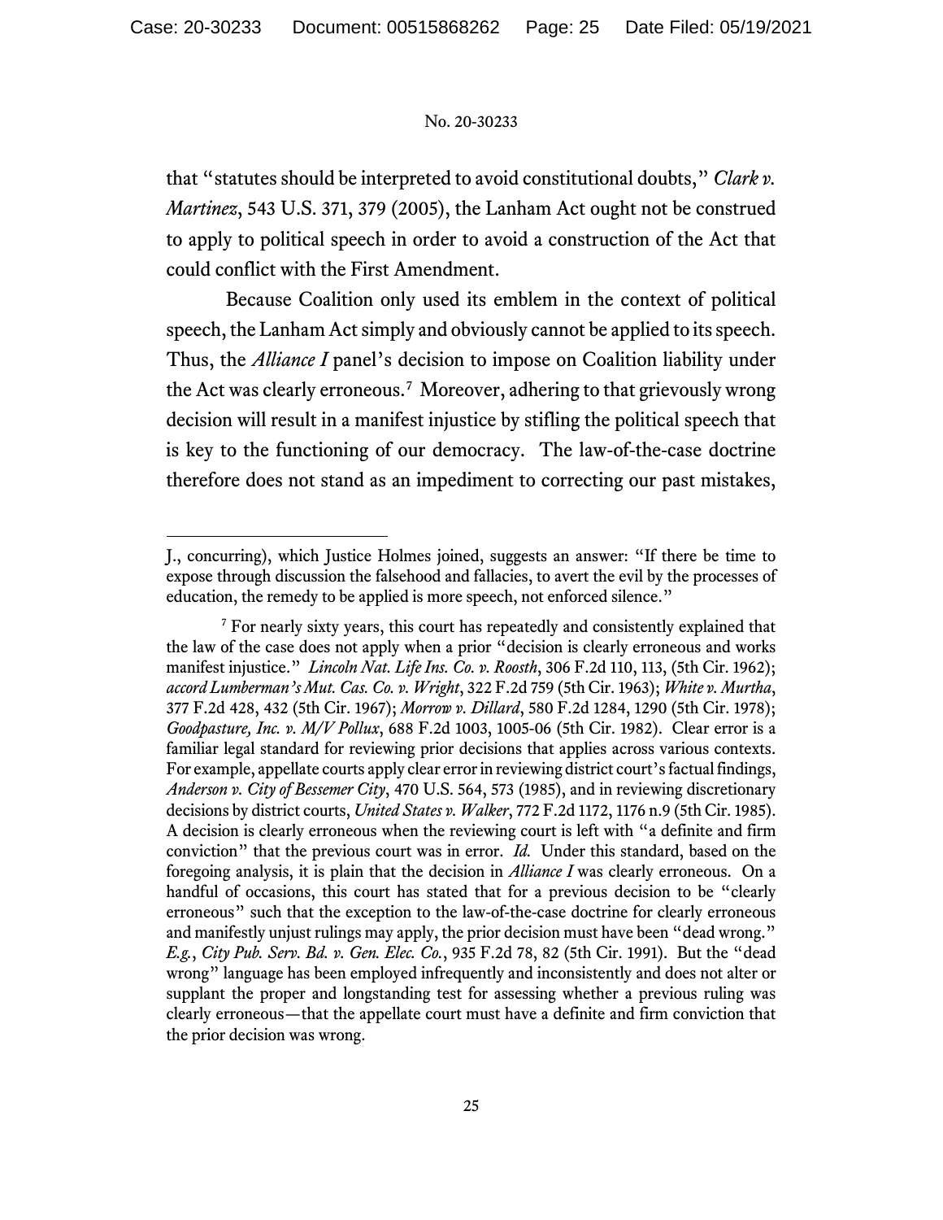that "statutes should be interpreted to avoid constitutional doubts," *Clark v. Martinez*, 543 U.S. 371, 379 (2005), the Lanham Act ought not be construed to apply to political speech in order to avoid a construction of the Act that could conflict with the First Amendment.

Because Coalition only used its emblem in the context of political speech, the Lanham Act simply and obviously cannot be applied to its speech. Thus, the *Alliance I* panel's decision to impose on Coalition liability under the Act was clearly erroneous.[7] Moreover, adhering to that grievously wrong decision will result in a manifest injustice by stifling the political speech that is key to the functioning of our democracy. The law-of-the-case doctrine therefore does not stand as an impediment to correcting our past mistakes,

---

J., concurring), which Justice Holmes joined, suggests an answer: "If there be time to expose through discussion the falsehood and fallacies, to avert the evil by the processes of education, the remedy to be applied is more speech, not enforced silence."

[7] For nearly sixty years, this court has repeatedly and consistently explained that the law of the case does not apply when a prior "decision is clearly erroneous and works manifest injustice." *Lincoln Nat. Life Ins. Co. v. Roosth*, 306 F.2d 110, 113, (5th Cir. 1962); *accord Lumberman's Mut. Cas. Co. v. Wright*, 322 F.2d 759 (5th Cir. 1963); *White v. Murtha*, 377 F.2d 428, 432 (5th Cir. 1967); *Morrow v. Dillard*, 580 F.2d 1284, 1290 (5th Cir. 1978); *Goodpasture, Inc. v. M/V Pollux*, 688 F.2d 1003, 1005-06 (5th Cir. 1982). Clear error is a familiar legal standard for reviewing prior decisions that applies across various contexts. For example, appellate courts apply clear error in reviewing district court's factual findings, *Anderson v. City of Bessemer City*, 470 U.S. 564, 573 (1985), and in reviewing discretionary decisions by district courts, *United States v. Walker*, 772 F.2d 1172, 1176 n.9 (5th Cir. 1985). A decision is clearly erroneous when the reviewing court is left with "a definite and firm conviction" that the previous court was in error. *Id.* Under this standard, based on the foregoing analysis, it is plain that the decision in *Alliance I* was clearly erroneous. On a handful of occasions, this court has stated that for a previous decision to be "clearly erroneous" such that the exception to the law-of-the-case doctrine for clearly erroneous and manifestly unjust rulings may apply, the prior decision must have been "dead wrong." *E.g.*, *City Pub. Serv. Bd. v. Gen. Elec. Co.*, 935 F.2d 78, 82 (5th Cir. 1991). But the "dead wrong" language has been employed infrequently and inconsistently and does not alter or supplant the proper and longstanding test for assessing whether a previous ruling was clearly erroneous—that the appellate court must have a definite and firm conviction that the prior decision was wrong.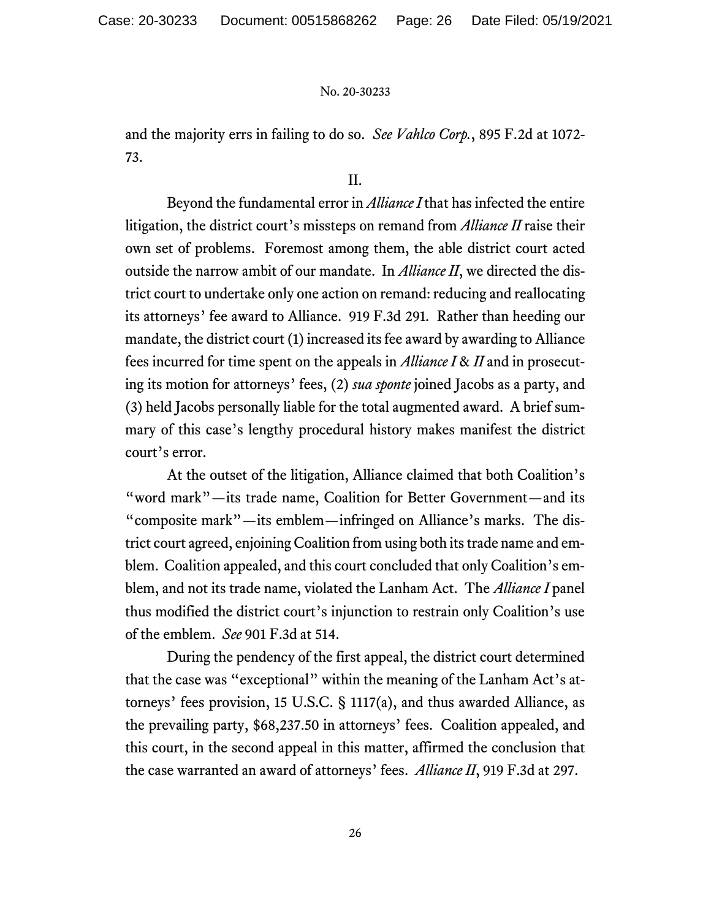and the majority errs in failing to do so. *See Vahlco Corp.*, 895 F.2d at 1072-73.

## II.

Beyond the fundamental error in *Alliance I* that has infected the entire litigation, the district court's missteps on remand from *Alliance II* raise their own set of problems. Foremost among them, the able district court acted outside the narrow ambit of our mandate. In *Alliance II*, we directed the district court to undertake only one action on remand: reducing and reallocating its attorneys' fee award to Alliance. 919 F.3d 291. Rather than heeding our mandate, the district court (1) increased its fee award by awarding to Alliance fees incurred for time spent on the appeals in *Alliance I* & *II* and in prosecuting its motion for attorneys' fees, (2) *sua sponte* joined Jacobs as a party, and (3) held Jacobs personally liable for the total augmented award. A brief summary of this case's lengthy procedural history makes manifest the district court's error.

At the outset of the litigation, Alliance claimed that both Coalition's "word mark"—its trade name, Coalition for Better Government—and its "composite mark"—its emblem—infringed on Alliance's marks. The district court agreed, enjoining Coalition from using both its trade name and emblem. Coalition appealed, and this court concluded that only Coalition's emblem, and not its trade name, violated the Lanham Act. The *Alliance I* panel thus modified the district court's injunction to restrain only Coalition's use of the emblem. *See* 901 F.3d at 514.

During the pendency of the first appeal, the district court determined that the case was "exceptional" within the meaning of the Lanham Act's attorneys' fees provision, 15 U.S.C. § 1117(a), and thus awarded Alliance, as the prevailing party, $68,237.50 in attorneys' fees. Coalition appealed, and this court, in the second appeal in this matter, affirmed the conclusion that the case warranted an award of attorneys' fees. *Alliance II*, 919 F.3d at 297.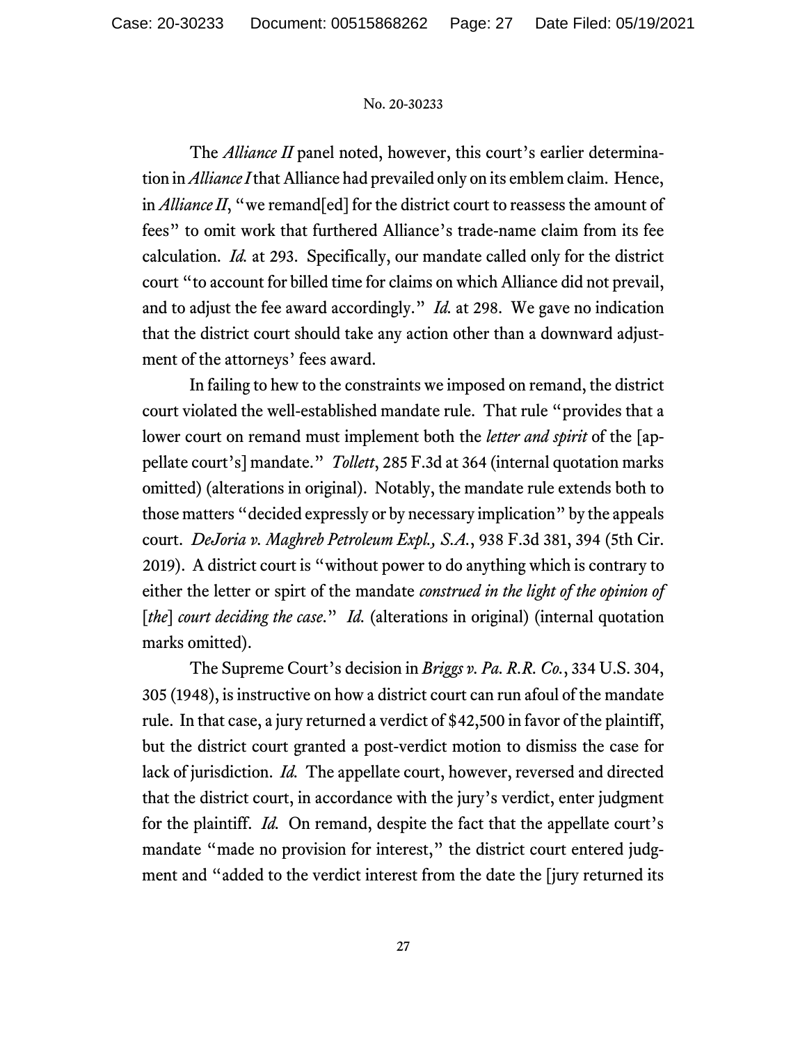The *Alliance II* panel noted, however, this court's earlier determination in *Alliance I* that Alliance had prevailed only on its emblem claim. Hence, in *Alliance II*, "we remand[ed] for the district court to reassess the amount of fees" to omit work that furthered Alliance's trade-name claim from its fee calculation. *Id.* at 293. Specifically, our mandate called only for the district court "to account for billed time for claims on which Alliance did not prevail, and to adjust the fee award accordingly." *Id.* at 298. We gave no indication that the district court should take any action other than a downward adjustment of the attorneys' fees award.

In failing to hew to the constraints we imposed on remand, the district court violated the well-established mandate rule. That rule "provides that a lower court on remand must implement both the *letter and spirit* of the [appellate court's] mandate." *Tollett*, 285 F.3d at 364 (internal quotation marks omitted) (alterations in original). Notably, the mandate rule extends both to those matters "decided expressly or by necessary implication" by the appeals court. *DeJoria v. Maghreb Petroleum Expl., S.A.*, 938 F.3d 381, 394 (5th Cir. 2019). A district court is "without power to do anything which is contrary to either the letter or spirt of the mandate *construed in the light of the opinion of* [*the*] *court deciding the case*." *Id.* (alterations in original) (internal quotation marks omitted).

The Supreme Court's decision in *Briggs v. Pa. R.R. Co.*, 334 U.S. 304, 305 (1948), is instructive on how a district court can run afoul of the mandate rule. In that case, a jury returned a verdict of $42,500 in favor of the plaintiff, but the district court granted a post-verdict motion to dismiss the case for lack of jurisdiction. *Id.* The appellate court, however, reversed and directed that the district court, in accordance with the jury's verdict, enter judgment for the plaintiff. *Id.* On remand, despite the fact that the appellate court's mandate "made no provision for interest," the district court entered judgment and "added to the verdict interest from the date the [jury returned its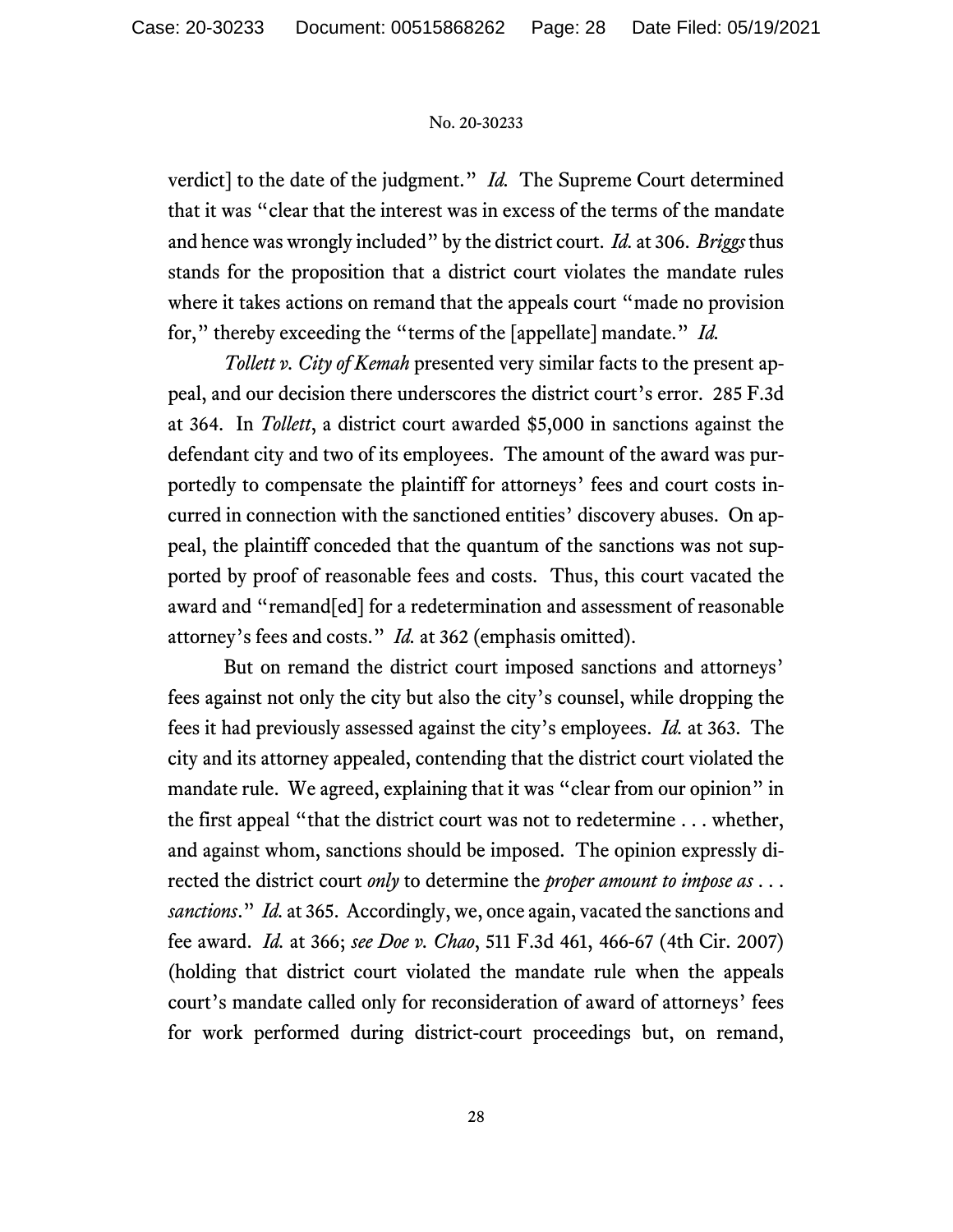verdict] to the date of the judgment." *Id.* The Supreme Court determined that it was "clear that the interest was in excess of the terms of the mandate and hence was wrongly included" by the district court. *Id.* at 306. *Briggs* thus stands for the proposition that a district court violates the mandate rules where it takes actions on remand that the appeals court "made no provision for," thereby exceeding the "terms of the [appellate] mandate." *Id.*

*Tollett v. City of Kemah* presented very similar facts to the present appeal, and our decision there underscores the district court's error. 285 F.3d at 364. In *Tollett*, a district court awarded $5,000 in sanctions against the defendant city and two of its employees. The amount of the award was purportedly to compensate the plaintiff for attorneys' fees and court costs incurred in connection with the sanctioned entities' discovery abuses. On appeal, the plaintiff conceded that the quantum of the sanctions was not supported by proof of reasonable fees and costs. Thus, this court vacated the award and "remand[ed] for a redetermination and assessment of reasonable attorney's fees and costs." *Id.* at 362 (emphasis omitted).

But on remand the district court imposed sanctions and attorneys' fees against not only the city but also the city's counsel, while dropping the fees it had previously assessed against the city's employees. *Id.* at 363. The city and its attorney appealed, contending that the district court violated the mandate rule. We agreed, explaining that it was "clear from our opinion" in the first appeal "that the district court was not to redetermine . . . whether, and against whom, sanctions should be imposed. The opinion expressly directed the district court *only* to determine the *proper amount to impose as . . . sanctions*." *Id.* at 365. Accordingly, we, once again, vacated the sanctions and fee award. *Id.* at 366; *see Doe v. Chao*, 511 F.3d 461, 466-67 (4th Cir. 2007) (holding that district court violated the mandate rule when the appeals court's mandate called only for reconsideration of award of attorneys' fees for work performed during district-court proceedings but, on remand,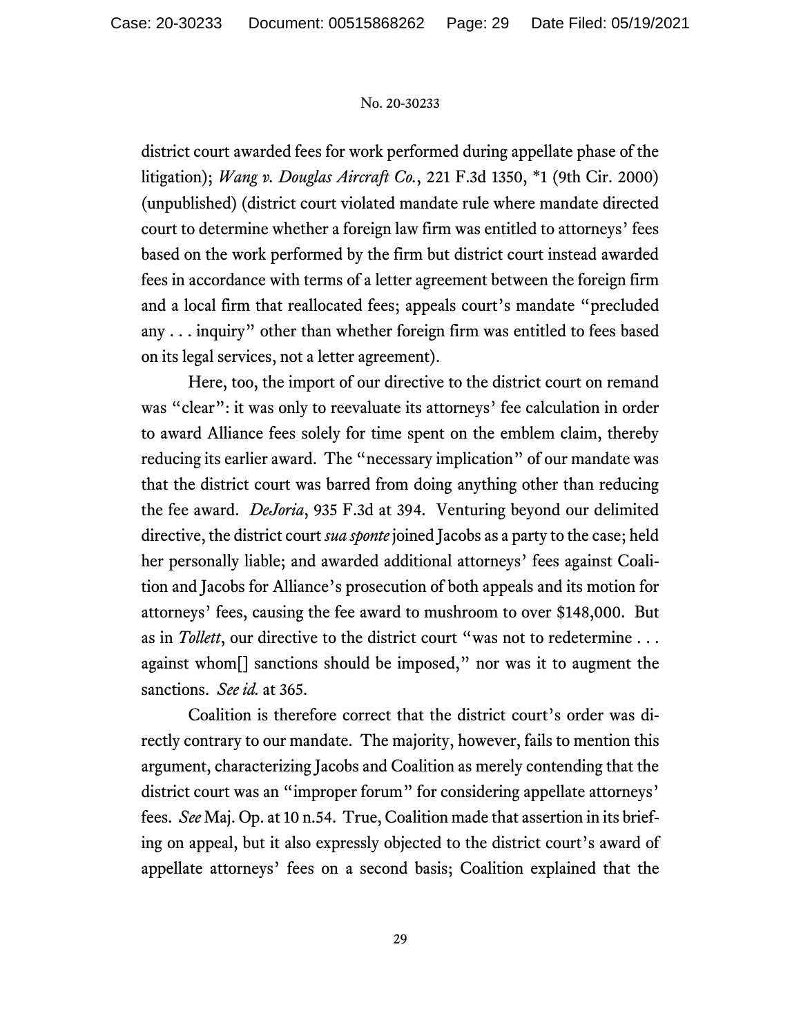district court awarded fees for work performed during appellate phase of the litigation); *Wang v. Douglas Aircraft Co.*, 221 F.3d 1350, *1 (9th Cir. 2000) (unpublished) (district court violated mandate rule where mandate directed court to determine whether a foreign law firm was entitled to attorneys' fees based on the work performed by the firm but district court instead awarded fees in accordance with terms of a letter agreement between the foreign firm and a local firm that reallocated fees; appeals court's mandate "precluded any . . . inquiry" other than whether foreign firm was entitled to fees based on its legal services, not a letter agreement).

Here, too, the import of our directive to the district court on remand was "clear": it was only to reevaluate its attorneys' fee calculation in order to award Alliance fees solely for time spent on the emblem claim, thereby reducing its earlier award. The "necessary implication" of our mandate was that the district court was barred from doing anything other than reducing the fee award. *DeJoria*, 935 F.3d at 394. Venturing beyond our delimited directive, the district court *sua sponte* joined Jacobs as a party to the case; held her personally liable; and awarded additional attorneys' fees against Coalition and Jacobs for Alliance's prosecution of both appeals and its motion for attorneys' fees, causing the fee award to mushroom to over $148,000. But as in *Tollett*, our directive to the district court "was not to redetermine . . . against whom[] sanctions should be imposed," nor was it to augment the sanctions. *See id.* at 365.

Coalition is therefore correct that the district court's order was directly contrary to our mandate. The majority, however, fails to mention this argument, characterizing Jacobs and Coalition as merely contending that the district court was an "improper forum" for considering appellate attorneys' fees. *See* Maj. Op. at 10 n.54. True, Coalition made that assertion in its briefing on appeal, but it also expressly objected to the district court's award of appellate attorneys' fees on a second basis; Coalition explained that the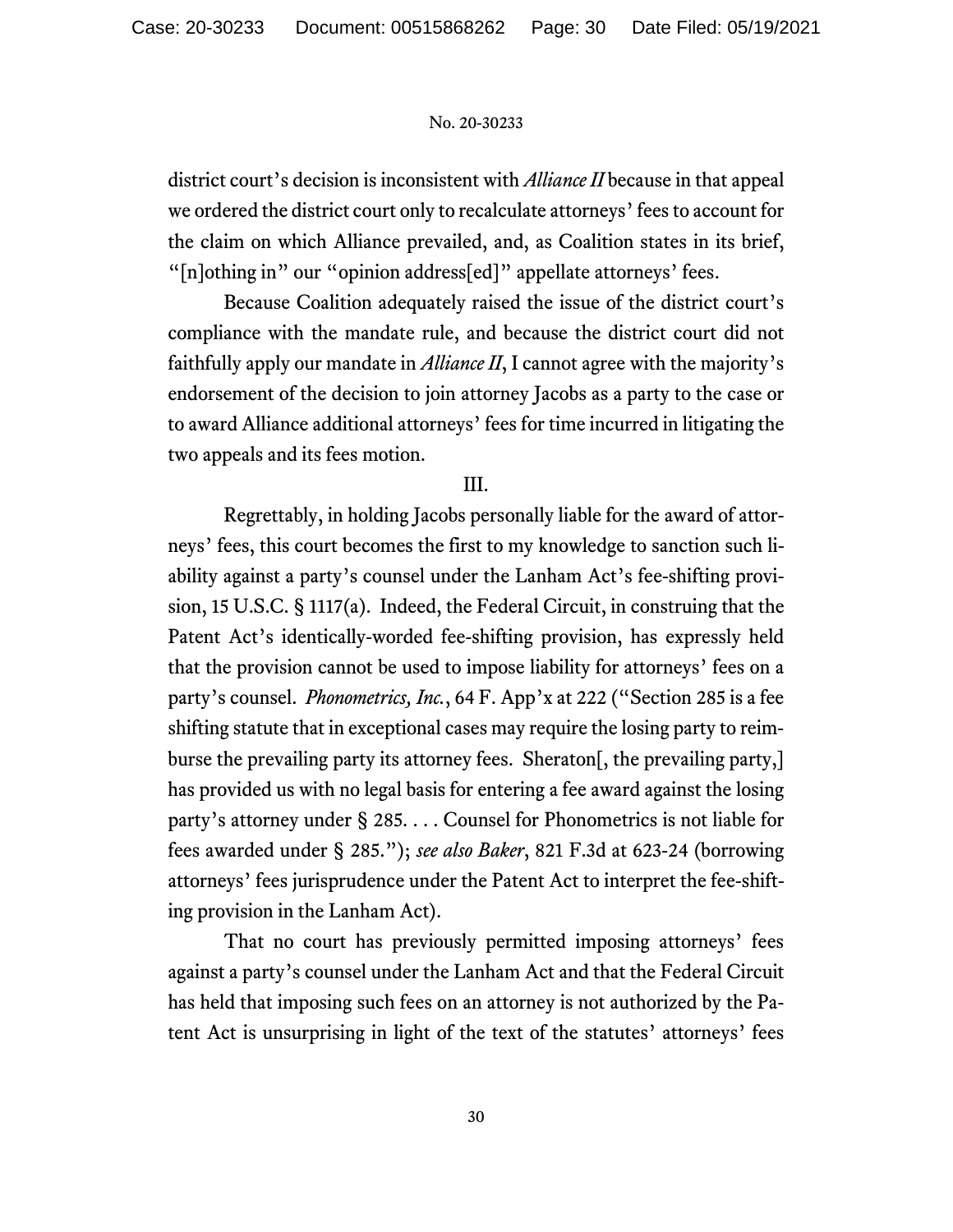district court's decision is inconsistent with *Alliance II* because in that appeal we ordered the district court only to recalculate attorneys' fees to account for the claim on which Alliance prevailed, and, as Coalition states in its brief, "[n]othing in" our "opinion address[ed]" appellate attorneys' fees.

Because Coalition adequately raised the issue of the district court's compliance with the mandate rule, and because the district court did not faithfully apply our mandate in *Alliance II*, I cannot agree with the majority's endorsement of the decision to join attorney Jacobs as a party to the case or to award Alliance additional attorneys' fees for time incurred in litigating the two appeals and its fees motion.

III.

Regrettably, in holding Jacobs personally liable for the award of attorneys' fees, this court becomes the first to my knowledge to sanction such liability against a party's counsel under the Lanham Act's fee-shifting provision, 15 U.S.C. § 1117(a). Indeed, the Federal Circuit, in construing that the Patent Act's identically-worded fee-shifting provision, has expressly held that the provision cannot be used to impose liability for attorneys' fees on a party's counsel. *Phonometrics, Inc.*, 64 F. App'x at 222 ("Section 285 is a fee shifting statute that in exceptional cases may require the losing party to reimburse the prevailing party its attorney fees. Sheraton[, the prevailing party,] has provided us with no legal basis for entering a fee award against the losing party's attorney under § 285. . . . Counsel for Phonometrics is not liable for fees awarded under § 285."); *see also Baker*, 821 F.3d at 623-24 (borrowing attorneys' fees jurisprudence under the Patent Act to interpret the fee-shifting provision in the Lanham Act).

That no court has previously permitted imposing attorneys' fees against a party's counsel under the Lanham Act and that the Federal Circuit has held that imposing such fees on an attorney is not authorized by the Patent Act is unsurprising in light of the text of the statutes' attorneys' fees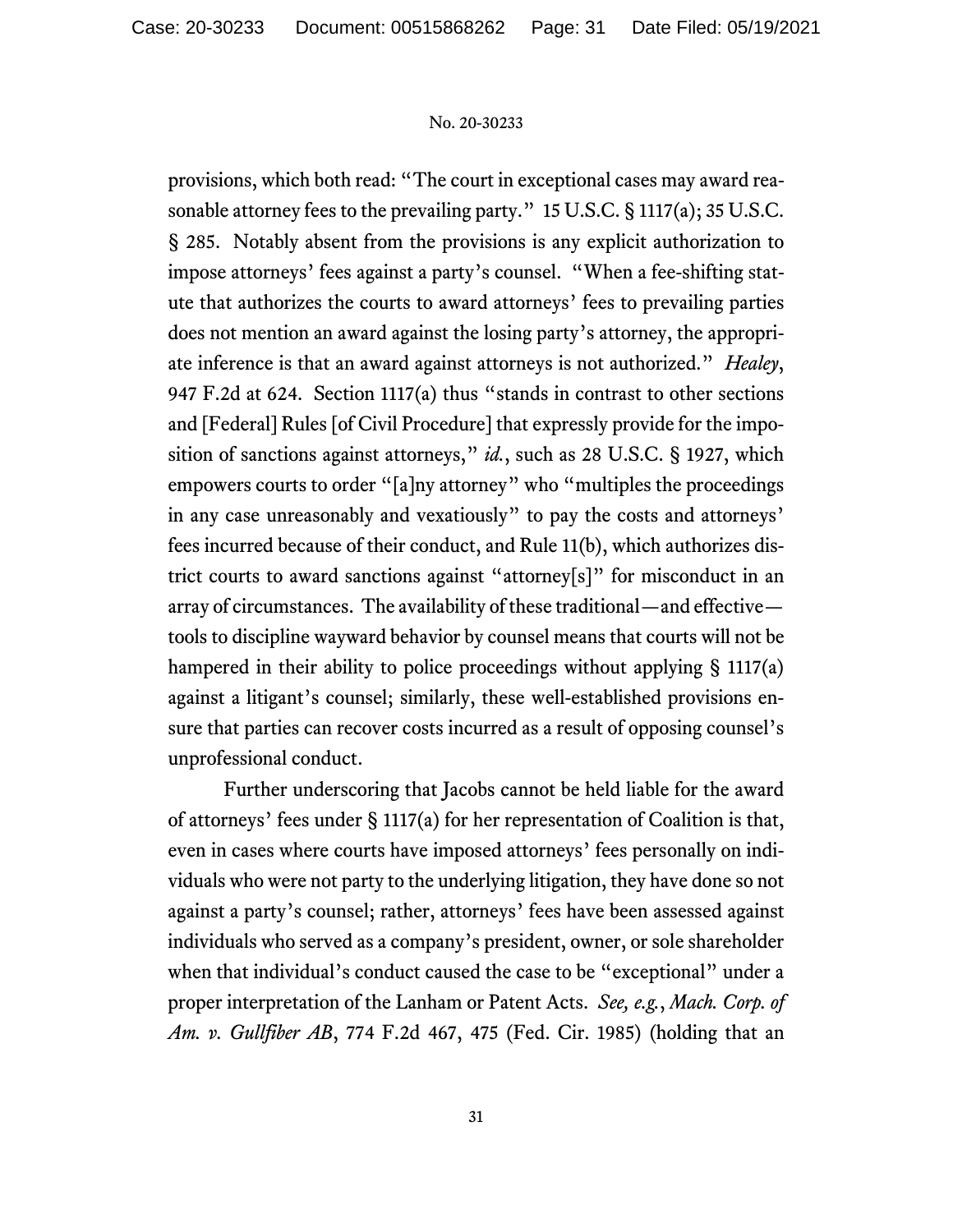provisions, which both read: "The court in exceptional cases may award reasonable attorney fees to the prevailing party." 15 U.S.C. § 1117(a); 35 U.S.C. § 285. Notably absent from the provisions is any explicit authorization to impose attorneys' fees against a party's counsel. "When a fee-shifting statute that authorizes the courts to award attorneys' fees to prevailing parties does not mention an award against the losing party's attorney, the appropriate inference is that an award against attorneys is not authorized." *Healey*, 947 F.2d at 624. Section 1117(a) thus "stands in contrast to other sections and [Federal] Rules [of Civil Procedure] that expressly provide for the imposition of sanctions against attorneys," *id.*, such as 28 U.S.C. § 1927, which empowers courts to order "[a]ny attorney" who "multiples the proceedings in any case unreasonably and vexatiously" to pay the costs and attorneys' fees incurred because of their conduct, and Rule 11(b), which authorizes district courts to award sanctions against "attorney[s]" for misconduct in an array of circumstances. The availability of these traditional—and effective—tools to discipline wayward behavior by counsel means that courts will not be hampered in their ability to police proceedings without applying § 1117(a) against a litigant's counsel; similarly, these well-established provisions ensure that parties can recover costs incurred as a result of opposing counsel's unprofessional conduct.

Further underscoring that Jacobs cannot be held liable for the award of attorneys' fees under § 1117(a) for her representation of Coalition is that, even in cases where courts have imposed attorneys' fees personally on individuals who were not party to the underlying litigation, they have done so not against a party's counsel; rather, attorneys' fees have been assessed against individuals who served as a company's president, owner, or sole shareholder when that individual's conduct caused the case to be "exceptional" under a proper interpretation of the Lanham or Patent Acts. *See, e.g.*, *Mach. Corp. of Am. v. Gullfiber AB*, 774 F.2d 467, 475 (Fed. Cir. 1985) (holding that an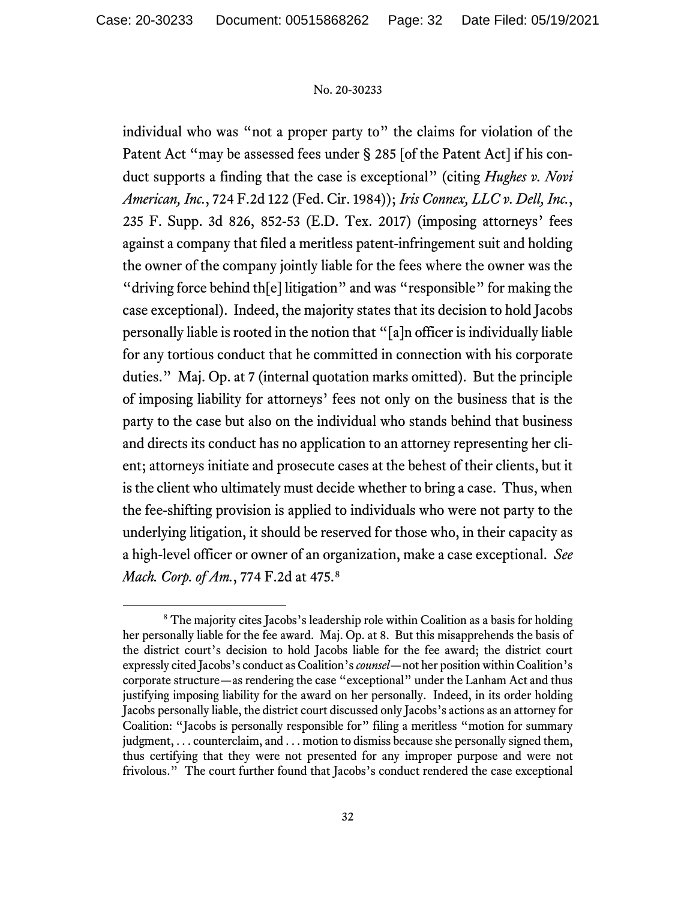individual who was "not a proper party to" the claims for violation of the Patent Act "may be assessed fees under § 285 [of the Patent Act] if his conduct supports a finding that the case is exceptional" (citing *Hughes v. Novi American, Inc.*, 724 F.2d 122 (Fed. Cir. 1984)); *Iris Connex, LLC v. Dell, Inc.*, 235 F. Supp. 3d 826, 852-53 (E.D. Tex. 2017) (imposing attorneys' fees against a company that filed a meritless patent-infringement suit and holding the owner of the company jointly liable for the fees where the owner was the "driving force behind th[e] litigation" and was "responsible" for making the case exceptional). Indeed, the majority states that its decision to hold Jacobs personally liable is rooted in the notion that "[a]n officer is individually liable for any tortious conduct that he committed in connection with his corporate duties." Maj. Op. at 7 (internal quotation marks omitted). But the principle of imposing liability for attorneys' fees not only on the business that is the party to the case but also on the individual who stands behind that business and directs its conduct has no application to an attorney representing her client; attorneys initiate and prosecute cases at the behest of their clients, but it is the client who ultimately must decide whether to bring a case. Thus, when the fee-shifting provision is applied to individuals who were not party to the underlying litigation, it should be reserved for those who, in their capacity as a high-level officer or owner of an organization, make a case exceptional. *See Mach. Corp. of Am.*, 774 F.2d at 475.[8]

[8] The majority cites Jacobs's leadership role within Coalition as a basis for holding her personally liable for the fee award. Maj. Op. at 8. But this misapprehends the basis of the district court's decision to hold Jacobs liable for the fee award; the district court expressly cited Jacobs's conduct as Coalition's *counsel*—not her position within Coalition's corporate structure—as rendering the case "exceptional" under the Lanham Act and thus justifying imposing liability for the award on her personally. Indeed, in its order holding Jacobs personally liable, the district court discussed only Jacobs's actions as an attorney for Coalition: "Jacobs is personally responsible for" filing a meritless "motion for summary judgment, . . . counterclaim, and . . . motion to dismiss because she personally signed them, thus certifying that they were not presented for any improper purpose and were not frivolous." The court further found that Jacobs's conduct rendered the case exceptional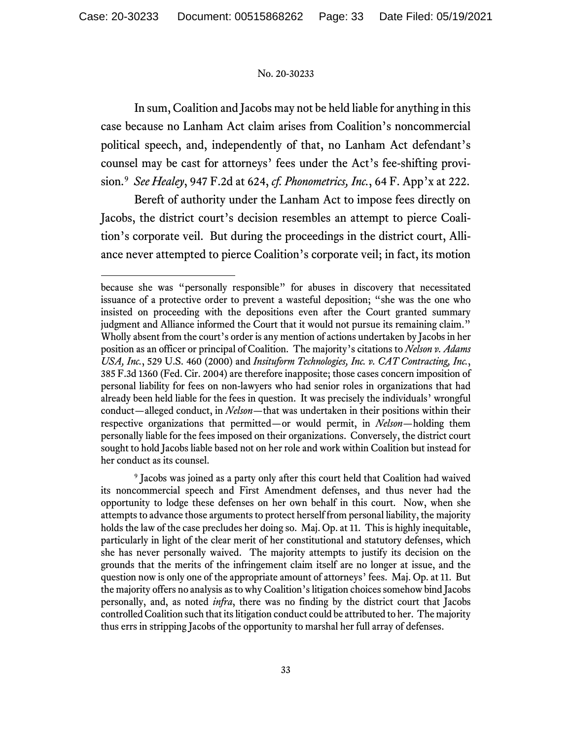In sum, Coalition and Jacobs may not be held liable for anything in this case because no Lanham Act claim arises from Coalition's noncommercial political speech, and, independently of that, no Lanham Act defendant's counsel may be cast for attorneys' fees under the Act's fee-shifting provision.[9] *See Healey*, 947 F.2d at 624, *cf. Phonometrics, Inc.*, 64 F. App'x at 222.

Bereft of authority under the Lanham Act to impose fees directly on Jacobs, the district court's decision resembles an attempt to pierce Coalition's corporate veil. But during the proceedings in the district court, Alliance never attempted to pierce Coalition's corporate veil; in fact, its motion

---

because she was "personally responsible" for abuses in discovery that necessitated issuance of a protective order to prevent a wasteful deposition; "she was the one who insisted on proceeding with the depositions even after the Court granted summary judgment and Alliance informed the Court that it would not pursue its remaining claim." Wholly absent from the court's order is any mention of actions undertaken by Jacobs in her position as an officer or principal of Coalition. The majority's citations to *Nelson v. Adams USA, Inc.*, 529 U.S. 460 (2000) and *Insituform Technologies, Inc. v. CAT Contracting, Inc.*, 385 F.3d 1360 (Fed. Cir. 2004) are therefore inapposite; those cases concern imposition of personal liability for fees on non-lawyers who had senior roles in organizations that had already been held liable for the fees in question. It was precisely the individuals' wrongful conduct—alleged conduct, in *Nelson*—that was undertaken in their positions within their respective organizations that permitted—or would permit, in *Nelson*—holding them personally liable for the fees imposed on their organizations. Conversely, the district court sought to hold Jacobs liable based not on her role and work within Coalition but instead for her conduct as its counsel.

[9] Jacobs was joined as a party only after this court held that Coalition had waived its noncommercial speech and First Amendment defenses, and thus never had the opportunity to lodge these defenses on her own behalf in this court. Now, when she attempts to advance those arguments to protect herself from personal liability, the majority holds the law of the case precludes her doing so. Maj. Op. at 11. This is highly inequitable, particularly in light of the clear merit of her constitutional and statutory defenses, which she has never personally waived. The majority attempts to justify its decision on the grounds that the merits of the infringement claim itself are no longer at issue, and the question now is only one of the appropriate amount of attorneys' fees. Maj. Op. at 11. But the majority offers no analysis as to why Coalition's litigation choices somehow bind Jacobs personally, and, as noted *infra*, there was no finding by the district court that Jacobs controlled Coalition such that its litigation conduct could be attributed to her. The majority thus errs in stripping Jacobs of the opportunity to marshal her full array of defenses.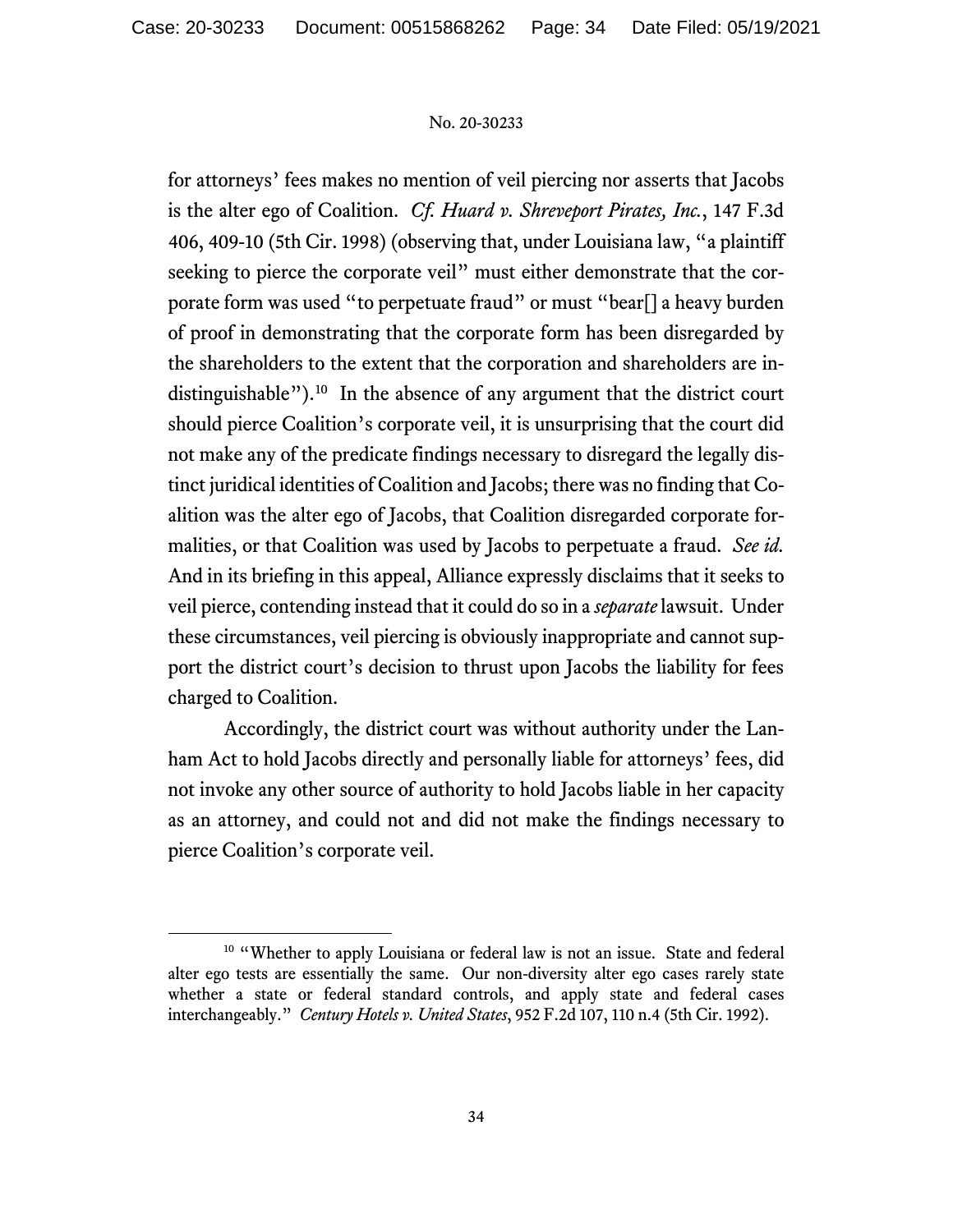for attorneys' fees makes no mention of veil piercing nor asserts that Jacobs is the alter ego of Coalition. *Cf. Huard v. Shreveport Pirates, Inc.*, 147 F.3d 406, 409-10 (5th Cir. 1998) (observing that, under Louisiana law, "a plaintiff seeking to pierce the corporate veil" must either demonstrate that the corporate form was used "to perpetuate fraud" or must "bear[] a heavy burden of proof in demonstrating that the corporate form has been disregarded by the shareholders to the extent that the corporation and shareholders are indistinguishable").[10] In the absence of any argument that the district court should pierce Coalition's corporate veil, it is unsurprising that the court did not make any of the predicate findings necessary to disregard the legally distinct juridical identities of Coalition and Jacobs; there was no finding that Coalition was the alter ego of Jacobs, that Coalition disregarded corporate formalities, or that Coalition was used by Jacobs to perpetuate a fraud. *See id.* And in its briefing in this appeal, Alliance expressly disclaims that it seeks to veil pierce, contending instead that it could do so in a *separate* lawsuit. Under these circumstances, veil piercing is obviously inappropriate and cannot support the district court's decision to thrust upon Jacobs the liability for fees charged to Coalition.

Accordingly, the district court was without authority under the Lanham Act to hold Jacobs directly and personally liable for attorneys' fees, did not invoke any other source of authority to hold Jacobs liable in her capacity as an attorney, and could not and did not make the findings necessary to pierce Coalition's corporate veil.

---

[10] "Whether to apply Louisiana or federal law is not an issue. State and federal alter ego tests are essentially the same. Our non-diversity alter ego cases rarely state whether a state or federal standard controls, and apply state and federal cases interchangeably." *Century Hotels v. United States*, 952 F.2d 107, 110 n.4 (5th Cir. 1992).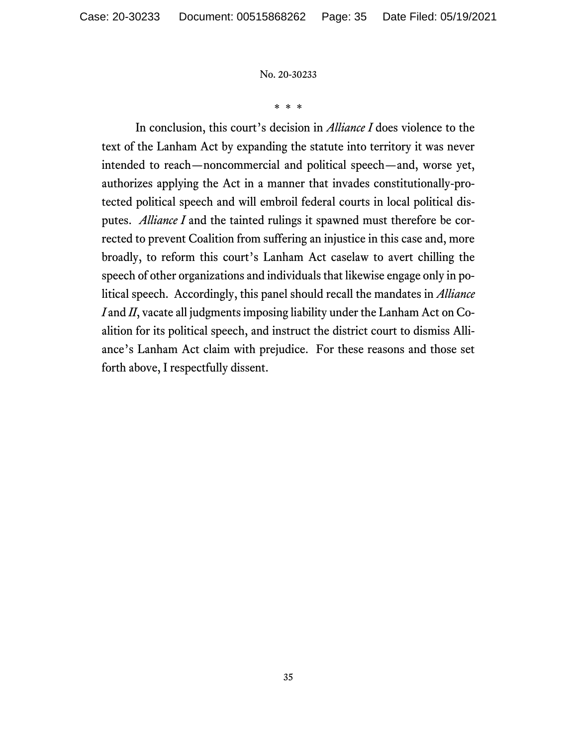\* \* \*

In conclusion, this court's decision in *Alliance I* does violence to the text of the Lanham Act by expanding the statute into territory it was never intended to reach—noncommercial and political speech—and, worse yet, authorizes applying the Act in a manner that invades constitutionally-protected political speech and will embroil federal courts in local political disputes. *Alliance I* and the tainted rulings it spawned must therefore be corrected to prevent Coalition from suffering an injustice in this case and, more broadly, to reform this court's Lanham Act caselaw to avert chilling the speech of other organizations and individuals that likewise engage only in political speech. Accordingly, this panel should recall the mandates in *Alliance I* and *II*, vacate all judgments imposing liability under the Lanham Act on Coalition for its political speech, and instruct the district court to dismiss Alliance's Lanham Act claim with prejudice. For these reasons and those set forth above, I respectfully dissent.